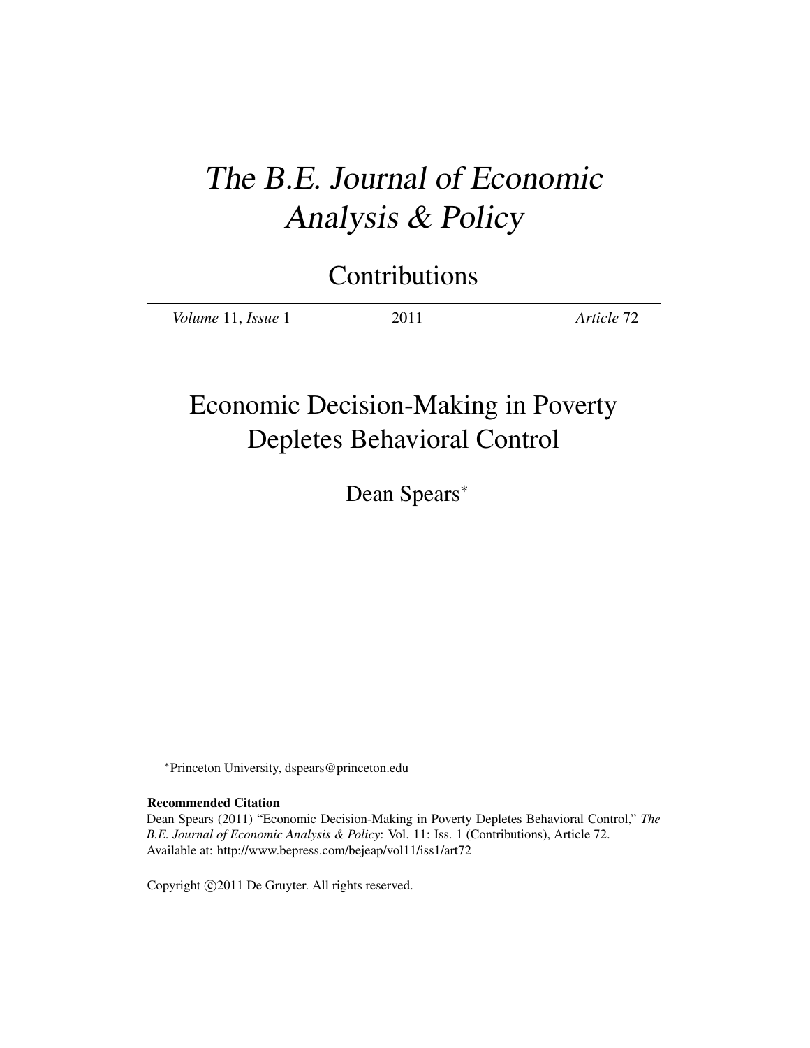# *The B.E. Journal of Economic Analysis & Policy*

## Contributions

| *Volume* 11, *Issue* 1 | 2011 | *Article* 72 |
|---|---|---|

# Economic Decision-Making in Poverty Depletes Behavioral Control

Dean Spears*

*Princeton University, dspears@princeton.edu

**Recommended Citation**

Dean Spears (2011) "Economic Decision-Making in Poverty Depletes Behavioral Control," *The B.E. Journal of Economic Analysis & Policy*: Vol. 11: Iss. 1 (Contributions), Article 72.
Available at: http://www.bepress.com/bejeap/vol11/iss1/art72

Copyright ©2011 De Gruyter. All rights reserved.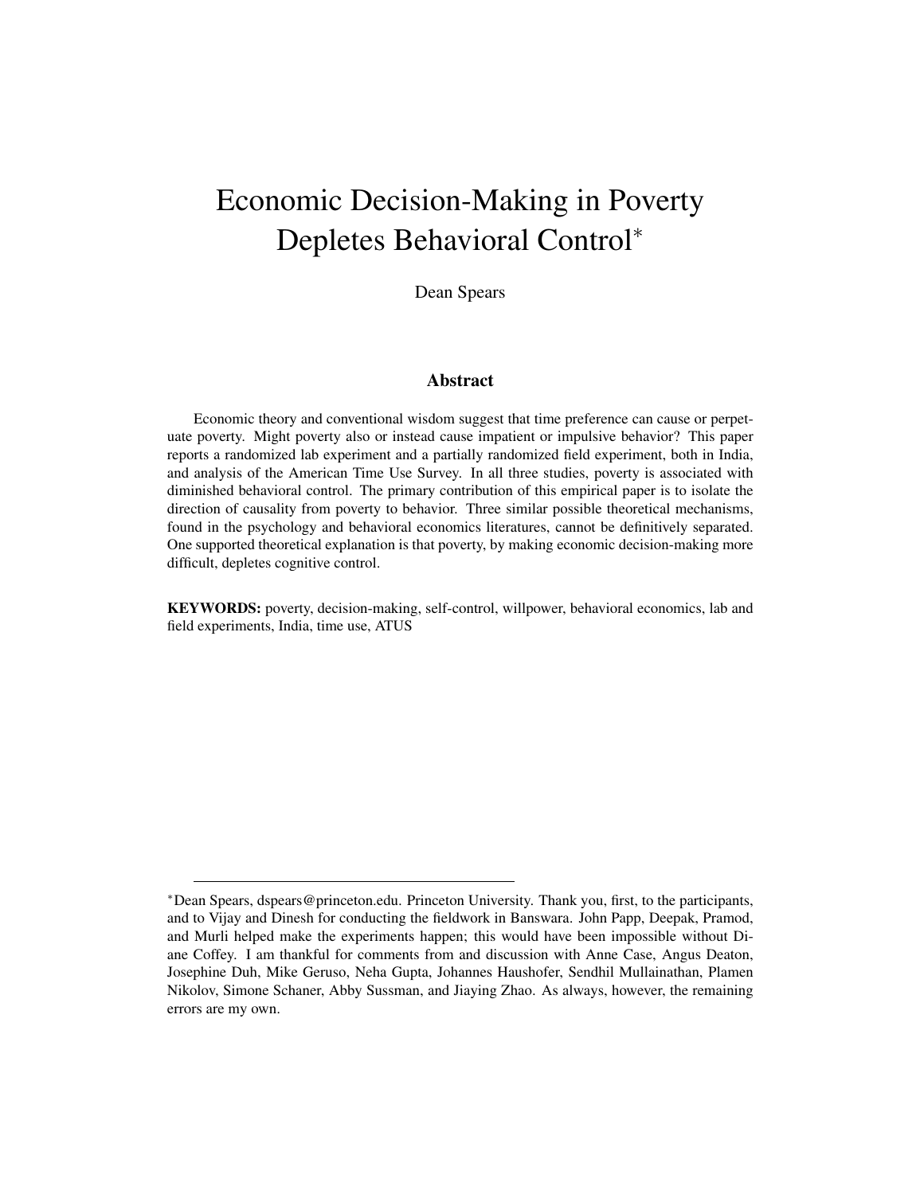# Economic Decision-Making in Poverty Depletes Behavioral Control*

Dean Spears

## Abstract

Economic theory and conventional wisdom suggest that time preference can cause or perpetuate poverty. Might poverty also or instead cause impatient or impulsive behavior? This paper reports a randomized lab experiment and a partially randomized field experiment, both in India, and analysis of the American Time Use Survey. In all three studies, poverty is associated with diminished behavioral control. The primary contribution of this empirical paper is to isolate the direction of causality from poverty to behavior. Three similar possible theoretical mechanisms, found in the psychology and behavioral economics literatures, cannot be definitively separated. One supported theoretical explanation is that poverty, by making economic decision-making more difficult, depletes cognitive control.

**KEYWORDS:** poverty, decision-making, self-control, willpower, behavioral economics, lab and field experiments, India, time use, ATUS

---

*Dean Spears, dspears@princeton.edu. Princeton University. Thank you, first, to the participants, and to Vijay and Dinesh for conducting the fieldwork in Banswara. John Papp, Deepak, Pramod, and Murli helped make the experiments happen; this would have been impossible without Diane Coffey. I am thankful for comments from and discussion with Anne Case, Angus Deaton, Josephine Duh, Mike Geruso, Neha Gupta, Johannes Haushofer, Sendhil Mullainathan, Plamen Nikolov, Simone Schaner, Abby Sussman, and Jiaying Zhao. As always, however, the remaining errors are my own.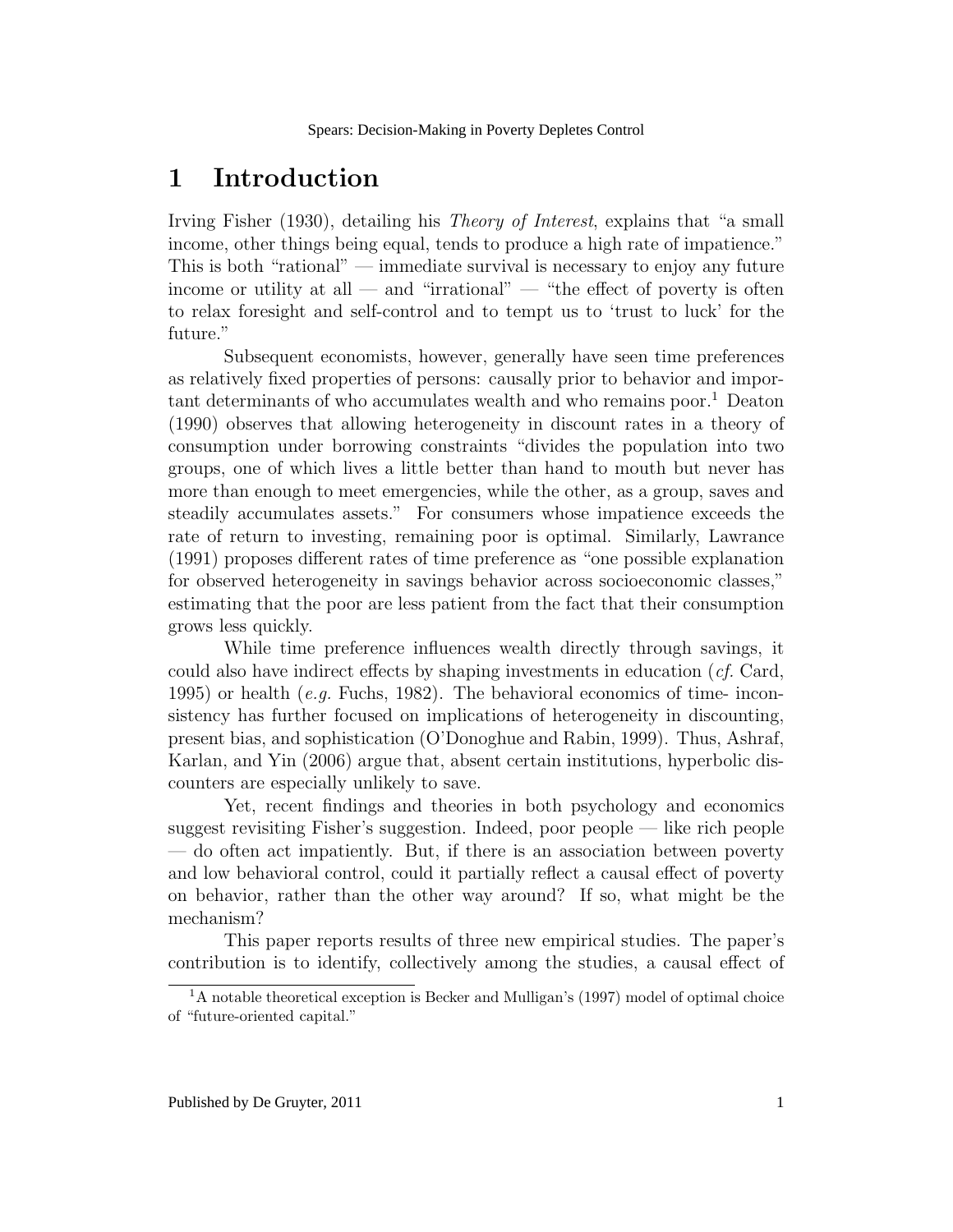# 1 Introduction

Irving Fisher (1930), detailing his *Theory of Interest*, explains that "a small income, other things being equal, tends to produce a high rate of impatience." This is both "rational" — immediate survival is necessary to enjoy any future income or utility at all — and "irrational" — "the effect of poverty is often to relax foresight and self-control and to tempt us to 'trust to luck' for the future."

Subsequent economists, however, generally have seen time preferences as relatively fixed properties of persons: causally prior to behavior and important determinants of who accumulates wealth and who remains poor.[1] Deaton (1990) observes that allowing heterogeneity in discount rates in a theory of consumption under borrowing constraints "divides the population into two groups, one of which lives a little better than hand to mouth but never has more than enough to meet emergencies, while the other, as a group, saves and steadily accumulates assets." For consumers whose impatience exceeds the rate of return to investing, remaining poor is optimal. Similarly, Lawrance (1991) proposes different rates of time preference as "one possible explanation for observed heterogeneity in savings behavior across socioeconomic classes," estimating that the poor are less patient from the fact that their consumption grows less quickly.

While time preference influences wealth directly through savings, it could also have indirect effects by shaping investments in education (*cf.* Card, 1995) or health (*e.g.* Fuchs, 1982). The behavioral economics of time-inconsistency has further focused on implications of heterogeneity in discounting, present bias, and sophistication (O'Donoghue and Rabin, 1999). Thus, Ashraf, Karlan, and Yin (2006) argue that, absent certain institutions, hyperbolic discounters are especially unlikely to save.

Yet, recent findings and theories in both psychology and economics suggest revisiting Fisher's suggestion. Indeed, poor people — like rich people — do often act impatiently. But, if there is an association between poverty and low behavioral control, could it partially reflect a causal effect of poverty on behavior, rather than the other way around? If so, what might be the mechanism?

This paper reports results of three new empirical studies. The paper's contribution is to identify, collectively among the studies, a causal effect of

[1] A notable theoretical exception is Becker and Mulligan's (1997) model of optimal choice of "future-oriented capital."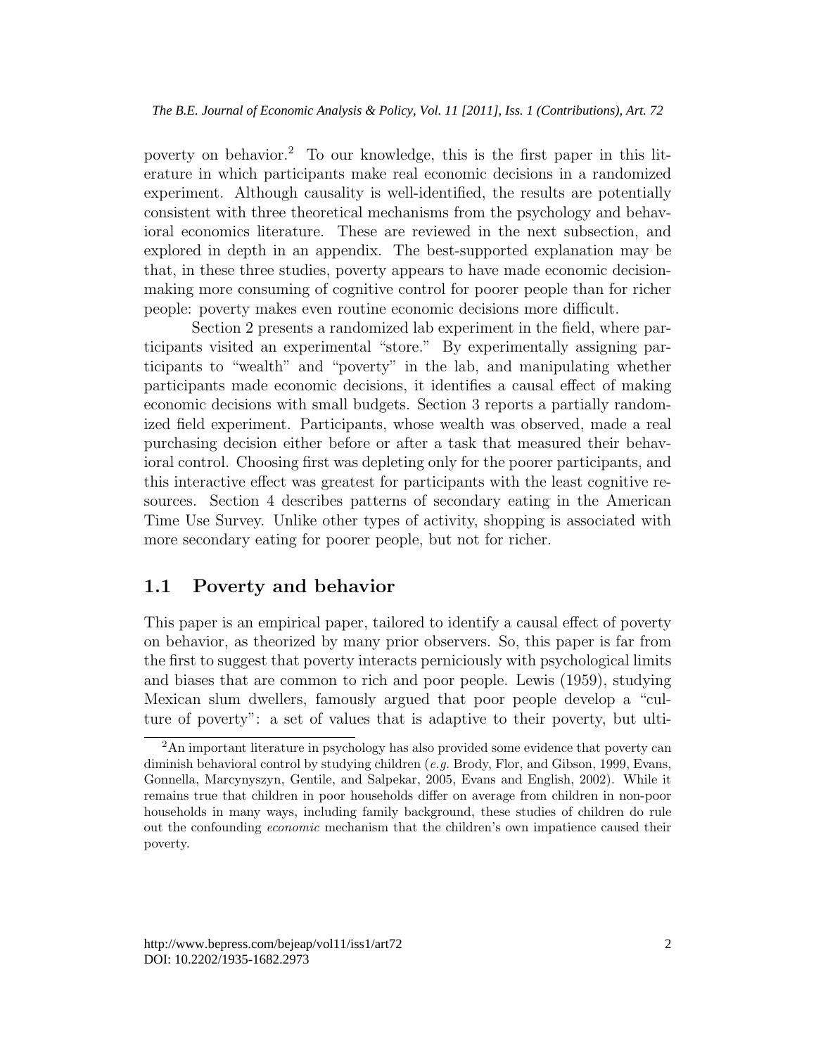poverty on behavior.[2] To our knowledge, this is the first paper in this literature in which participants make real economic decisions in a randomized experiment. Although causality is well-identified, the results are potentially consistent with three theoretical mechanisms from the psychology and behavioral economics literature. These are reviewed in the next subsection, and explored in depth in an appendix. The best-supported explanation may be that, in these three studies, poverty appears to have made economic decision-making more consuming of cognitive control for poorer people than for richer people: poverty makes even routine economic decisions more difficult.

Section 2 presents a randomized lab experiment in the field, where participants visited an experimental "store." By experimentally assigning participants to "wealth" and "poverty" in the lab, and manipulating whether participants made economic decisions, it identifies a causal effect of making economic decisions with small budgets. Section 3 reports a partially randomized field experiment. Participants, whose wealth was observed, made a real purchasing decision either before or after a task that measured their behavioral control. Choosing first was depleting only for the poorer participants, and this interactive effect was greatest for participants with the least cognitive resources. Section 4 describes patterns of secondary eating in the American Time Use Survey. Unlike other types of activity, shopping is associated with more secondary eating for poorer people, but not for richer.

## 1.1 Poverty and behavior

This paper is an empirical paper, tailored to identify a causal effect of poverty on behavior, as theorized by many prior observers. So, this paper is far from the first to suggest that poverty interacts perniciously with psychological limits and biases that are common to rich and poor people. Lewis (1959), studying Mexican slum dwellers, famously argued that poor people develop a "culture of poverty": a set of values that is adaptive to their poverty, but ulti-

[2] An important literature in psychology has also provided some evidence that poverty can diminish behavioral control by studying children (*e.g.* Brody, Flor, and Gibson, 1999, Evans, Gonnella, Marcynyszyn, Gentile, and Salpekar, 2005, Evans and English, 2002). While it remains true that children in poor households differ on average from children in non-poor households in many ways, including family background, these studies of children do rule out the confounding *economic* mechanism that the children's own impatience caused their poverty.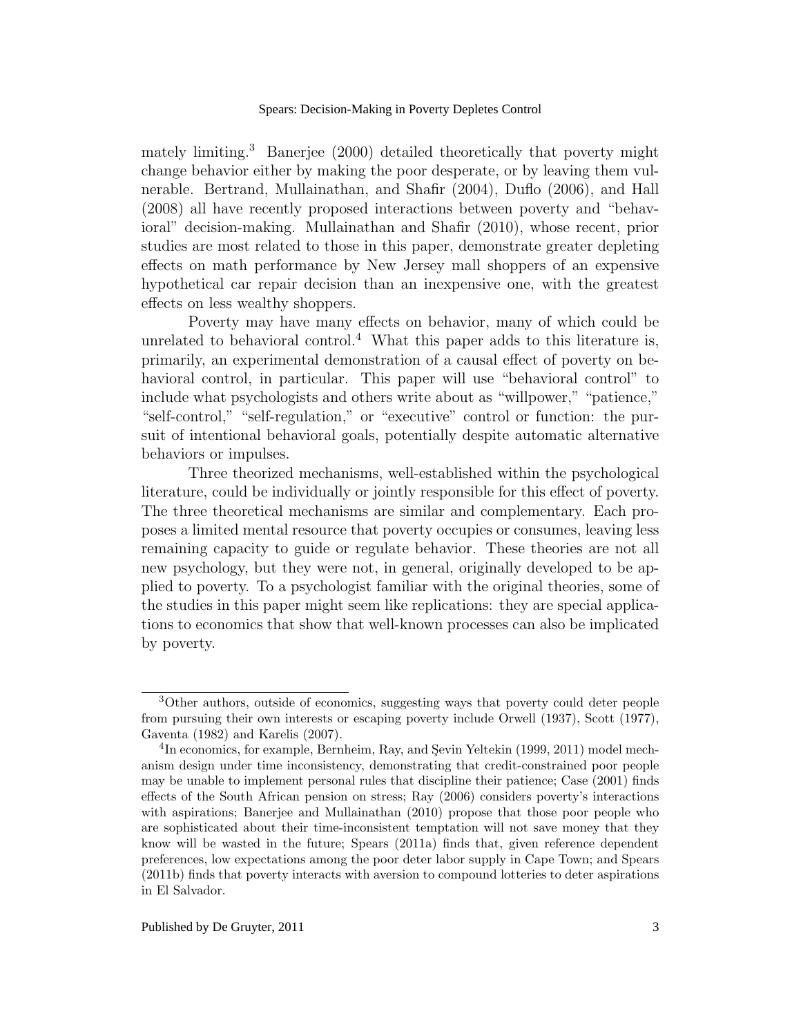mately limiting.[3] Banerjee (2000) detailed theoretically that poverty might change behavior either by making the poor desperate, or by leaving them vulnerable. Bertrand, Mullainathan, and Shafir (2004), Duflo (2006), and Hall (2008) all have recently proposed interactions between poverty and "behavioral" decision-making. Mullainathan and Shafir (2010), whose recent, prior studies are most related to those in this paper, demonstrate greater depleting effects on math performance by New Jersey mall shoppers of an expensive hypothetical car repair decision than an inexpensive one, with the greatest effects on less wealthy shoppers.

Poverty may have many effects on behavior, many of which could be unrelated to behavioral control.[4] What this paper adds to this literature is, primarily, an experimental demonstration of a causal effect of poverty on behavioral control, in particular. This paper will use "behavioral control" to include what psychologists and others write about as "willpower," "patience," "self-control," "self-regulation," or "executive" control or function: the pursuit of intentional behavioral goals, potentially despite automatic alternative behaviors or impulses.

Three theorized mechanisms, well-established within the psychological literature, could be individually or jointly responsible for this effect of poverty. The three theoretical mechanisms are similar and complementary. Each proposes a limited mental resource that poverty occupies or consumes, leaving less remaining capacity to guide or regulate behavior. These theories are not all new psychology, but they were not, in general, originally developed to be applied to poverty. To a psychologist familiar with the original theories, some of the studies in this paper might seem like replications: they are special applications to economics that show that well-known processes can also be implicated by poverty.

---

[3] Other authors, outside of economics, suggesting ways that poverty could deter people from pursuing their own interests or escaping poverty include Orwell (1937), Scott (1977), Gaventa (1982) and Karelis (2007).

[4] In economics, for example, Bernheim, Ray, and Şevin Yeltekin (1999, 2011) model mechanism design under time inconsistency, demonstrating that credit-constrained poor people may be unable to implement personal rules that discipline their patience; Case (2001) finds effects of the South African pension on stress; Ray (2006) considers poverty's interactions with aspirations; Banerjee and Mullainathan (2010) propose that those poor people who are sophisticated about their time-inconsistent temptation will not save money that they know will be wasted in the future; Spears (2011a) finds that, given reference dependent preferences, low expectations among the poor deter labor supply in Cape Town; and Spears (2011b) finds that poverty interacts with aversion to compound lotteries to deter aspirations in El Salvador.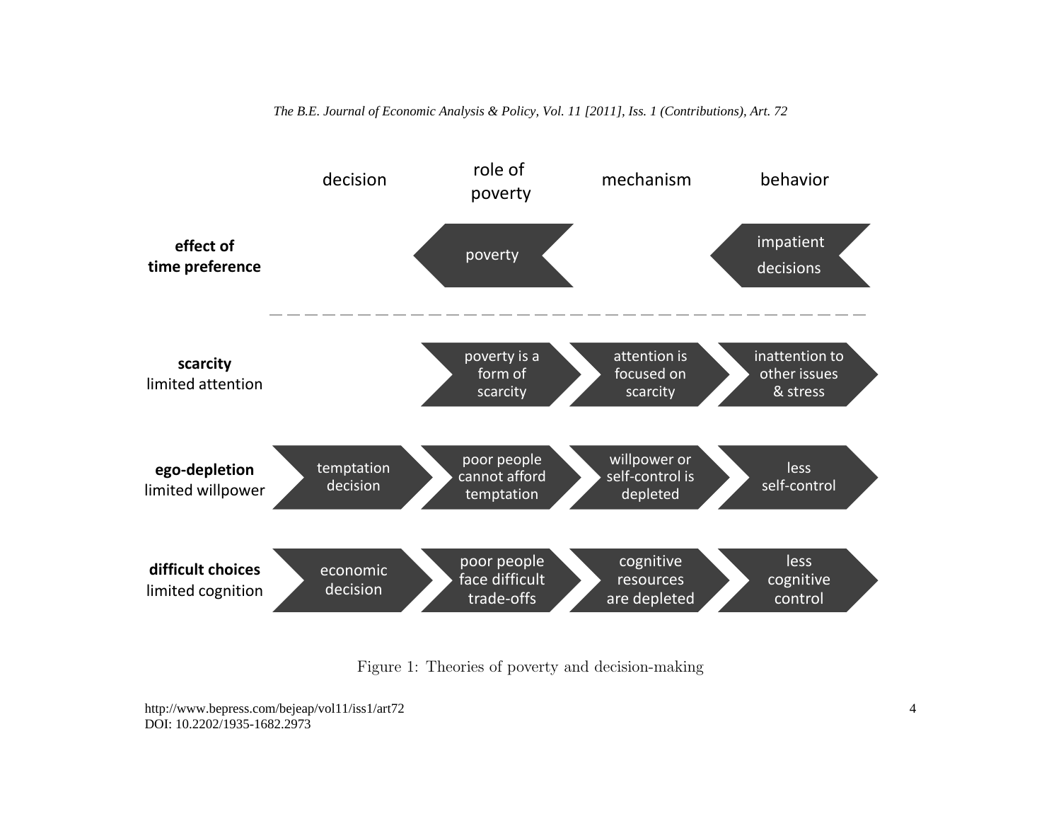| | decision | role of poverty | mechanism | behavior |
|---|---|---|---|---|
| **effect of time preference** | | poverty | | impatient decisions |
| **scarcity** limited attention | | poverty is a form of scarcity | attention is focused on scarcity | inattention to other issues & stress |
| **ego-depletion** limited willpower | temptation decision | poor people cannot afford temptation | willpower or self-control is depleted | less self-control |
| **difficult choices** limited cognition | economic decision | poor people face difficult trade-offs | cognitive resources are depleted | less cognitive control |

Figure 1: Theories of poverty and decision-making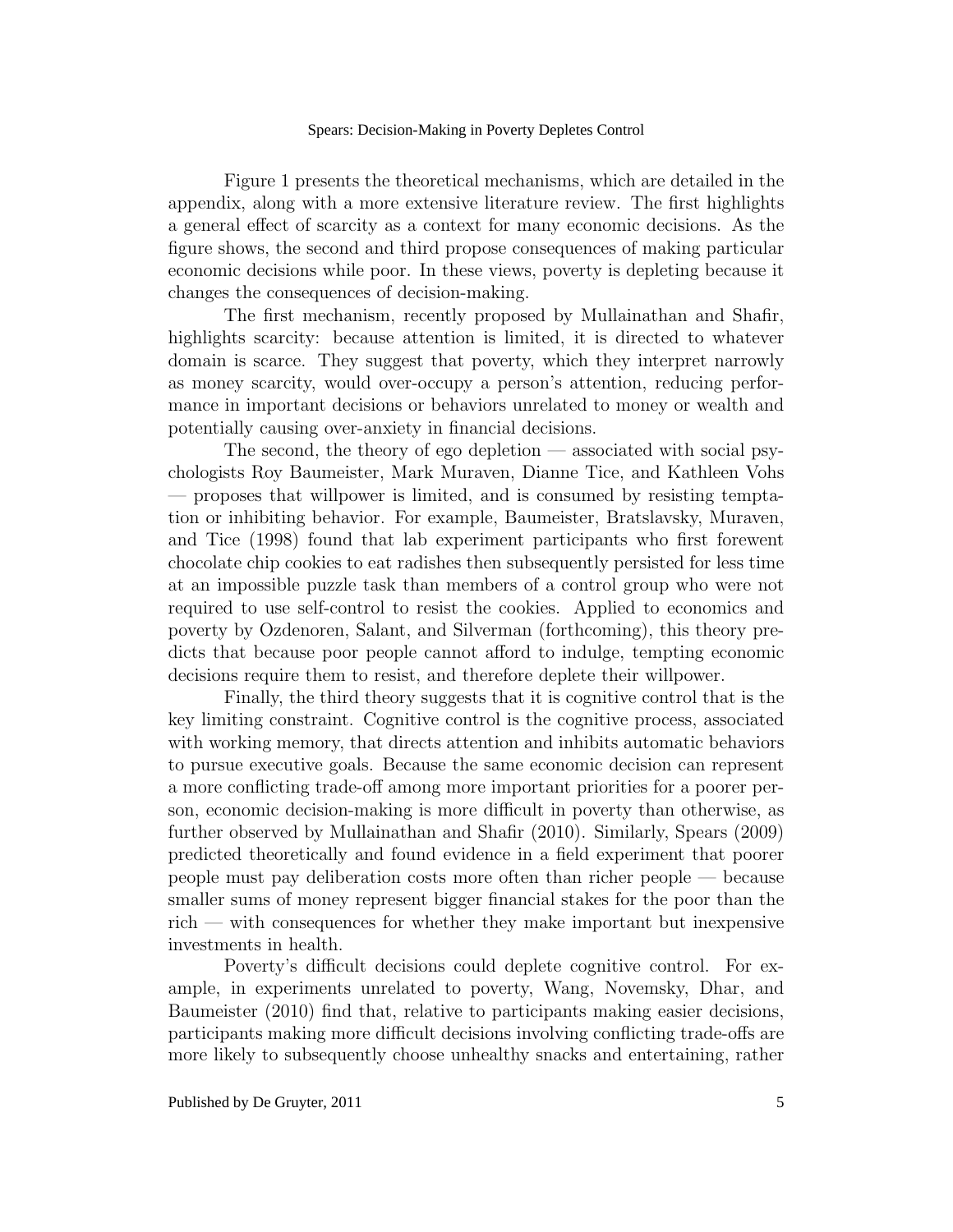Figure 1 presents the theoretical mechanisms, which are detailed in the appendix, along with a more extensive literature review. The first highlights a general effect of scarcity as a context for many economic decisions. As the figure shows, the second and third propose consequences of making particular economic decisions while poor. In these views, poverty is depleting because it changes the consequences of decision-making.

The first mechanism, recently proposed by Mullainathan and Shafir, highlights scarcity: because attention is limited, it is directed to whatever domain is scarce. They suggest that poverty, which they interpret narrowly as money scarcity, would over-occupy a person's attention, reducing performance in important decisions or behaviors unrelated to money or wealth and potentially causing over-anxiety in financial decisions.

The second, the theory of ego depletion — associated with social psychologists Roy Baumeister, Mark Muraven, Dianne Tice, and Kathleen Vohs — proposes that willpower is limited, and is consumed by resisting temptation or inhibiting behavior. For example, Baumeister, Bratslavsky, Muraven, and Tice (1998) found that lab experiment participants who first forewent chocolate chip cookies to eat radishes then subsequently persisted for less time at an impossible puzzle task than members of a control group who were not required to use self-control to resist the cookies. Applied to economics and poverty by Ozdenoren, Salant, and Silverman (forthcoming), this theory predicts that because poor people cannot afford to indulge, tempting economic decisions require them to resist, and therefore deplete their willpower.

Finally, the third theory suggests that it is cognitive control that is the key limiting constraint. Cognitive control is the cognitive process, associated with working memory, that directs attention and inhibits automatic behaviors to pursue executive goals. Because the same economic decision can represent a more conflicting trade-off among more important priorities for a poorer person, economic decision-making is more difficult in poverty than otherwise, as further observed by Mullainathan and Shafir (2010). Similarly, Spears (2009) predicted theoretically and found evidence in a field experiment that poorer people must pay deliberation costs more often than richer people — because smaller sums of money represent bigger financial stakes for the poor than the rich — with consequences for whether they make important but inexpensive investments in health.

Poverty's difficult decisions could deplete cognitive control. For example, in experiments unrelated to poverty, Wang, Novemsky, Dhar, and Baumeister (2010) find that, relative to participants making easier decisions, participants making more difficult decisions involving conflicting trade-offs are more likely to subsequently choose unhealthy snacks and entertaining, rather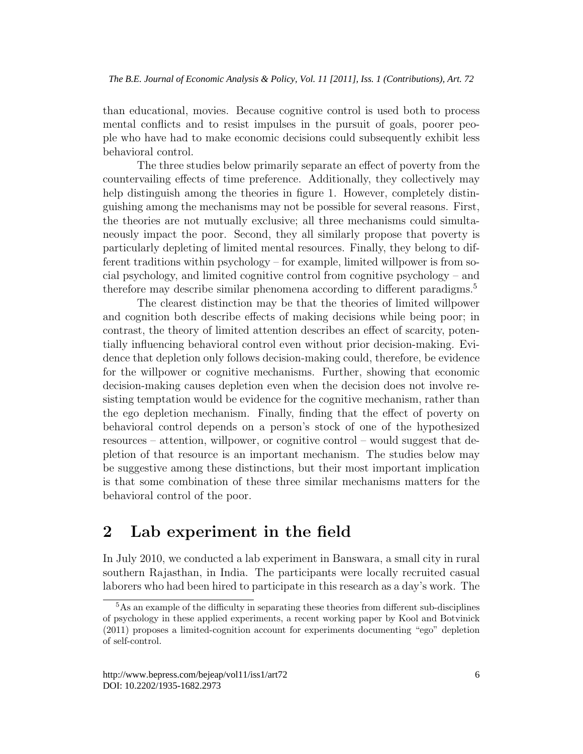than educational, movies. Because cognitive control is used both to process mental conflicts and to resist impulses in the pursuit of goals, poorer people who have had to make economic decisions could subsequently exhibit less behavioral control.

The three studies below primarily separate an effect of poverty from the countervailing effects of time preference. Additionally, they collectively may help distinguish among the theories in figure 1. However, completely distinguishing among the mechanisms may not be possible for several reasons. First, the theories are not mutually exclusive; all three mechanisms could simultaneously impact the poor. Second, they all similarly propose that poverty is particularly depleting of limited mental resources. Finally, they belong to different traditions within psychology – for example, limited willpower is from social psychology, and limited cognitive control from cognitive psychology – and therefore may describe similar phenomena according to different paradigms.[5]

The clearest distinction may be that the theories of limited willpower and cognition both describe effects of making decisions while being poor; in contrast, the theory of limited attention describes an effect of scarcity, potentially influencing behavioral control even without prior decision-making. Evidence that depletion only follows decision-making could, therefore, be evidence for the willpower or cognitive mechanisms. Further, showing that economic decision-making causes depletion even when the decision does not involve resisting temptation would be evidence for the cognitive mechanism, rather than the ego depletion mechanism. Finally, finding that the effect of poverty on behavioral control depends on a person's stock of one of the hypothesized resources – attention, willpower, or cognitive control – would suggest that depletion of that resource is an important mechanism. The studies below may be suggestive among these distinctions, but their most important implication is that some combination of these three similar mechanisms matters for the behavioral control of the poor.

## 2 Lab experiment in the field

In July 2010, we conducted a lab experiment in Banswara, a small city in rural southern Rajasthan, in India. The participants were locally recruited casual laborers who had been hired to participate in this research as a day's work. The

[5] As an example of the difficulty in separating these theories from different sub-disciplines of psychology in these applied experiments, a recent working paper by Kool and Botvinick (2011) proposes a limited-cognition account for experiments documenting "ego" depletion of self-control.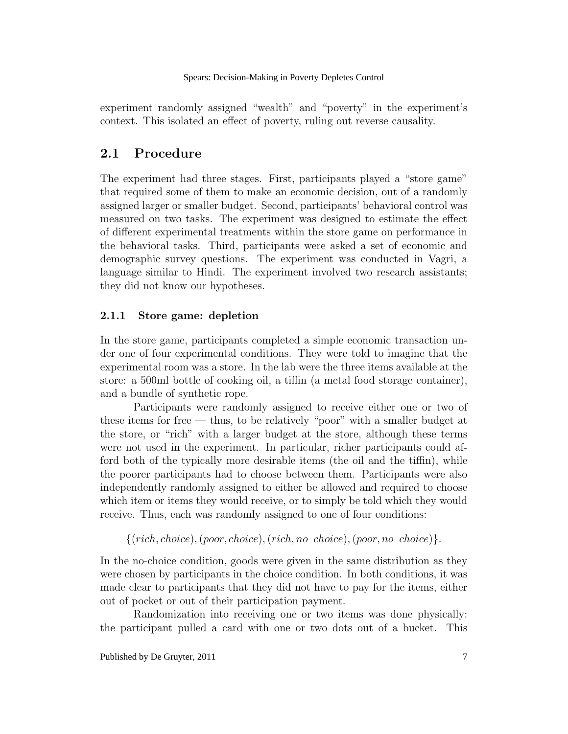experiment randomly assigned "wealth" and "poverty" in the experiment's context. This isolated an effect of poverty, ruling out reverse causality.

## 2.1 Procedure

The experiment had three stages. First, participants played a "store game" that required some of them to make an economic decision, out of a randomly assigned larger or smaller budget. Second, participants' behavioral control was measured on two tasks. The experiment was designed to estimate the effect of different experimental treatments within the store game on performance in the behavioral tasks. Third, participants were asked a set of economic and demographic survey questions. The experiment was conducted in Vagri, a language similar to Hindi. The experiment involved two research assistants; they did not know our hypotheses.

### 2.1.1 Store game: depletion

In the store game, participants completed a simple economic transaction under one of four experimental conditions. They were told to imagine that the experimental room was a store. In the lab were the three items available at the store: a 500ml bottle of cooking oil, a tiffin (a metal food storage container), and a bundle of synthetic rope.

Participants were randomly assigned to receive either one or two of these items for free — thus, to be relatively "poor" with a smaller budget at the store, or "rich" with a larger budget at the store, although these terms were not used in the experiment. In particular, richer participants could afford both of the typically more desirable items (the oil and the tiffin), while the poorer participants had to choose between them. Participants were also independently randomly assigned to either be allowed and required to choose which item or items they would receive, or to simply be told which they would receive. Thus, each was randomly assigned to one of four conditions:

$$\{(rich, choice), (poor, choice), (rich, no\ \ choice), (poor, no\ \ choice)\}.$$

In the no-choice condition, goods were given in the same distribution as they were chosen by participants in the choice condition. In both conditions, it was made clear to participants that they did not have to pay for the items, either out of pocket or out of their participation payment.

Randomization into receiving one or two items was done physically: the participant pulled a card with one or two dots out of a bucket. This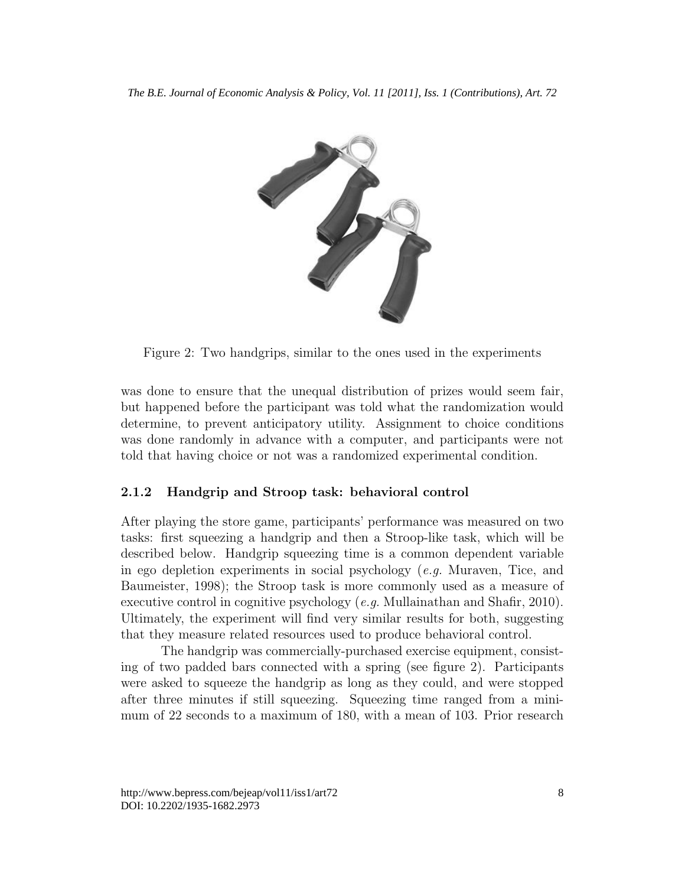Figure 2: Two handgrips, similar to the ones used in the experiments

was done to ensure that the unequal distribution of prizes would seem fair, but happened before the participant was told what the randomization would determine, to prevent anticipatory utility. Assignment to choice conditions was done randomly in advance with a computer, and participants were not told that having choice or not was a randomized experimental condition.

### 2.1.2 Handgrip and Stroop task: behavioral control

After playing the store game, participants' performance was measured on two tasks: first squeezing a handgrip and then a Stroop-like task, which will be described below. Handgrip squeezing time is a common dependent variable in ego depletion experiments in social psychology (*e.g.* Muraven, Tice, and Baumeister, 1998); the Stroop task is more commonly used as a measure of executive control in cognitive psychology (*e.g.* Mullainathan and Shafir, 2010). Ultimately, the experiment will find very similar results for both, suggesting that they measure related resources used to produce behavioral control.

The handgrip was commercially-purchased exercise equipment, consisting of two padded bars connected with a spring (see figure 2). Participants were asked to squeeze the handgrip as long as they could, and were stopped after three minutes if still squeezing. Squeezing time ranged from a minimum of 22 seconds to a maximum of 180, with a mean of 103. Prior research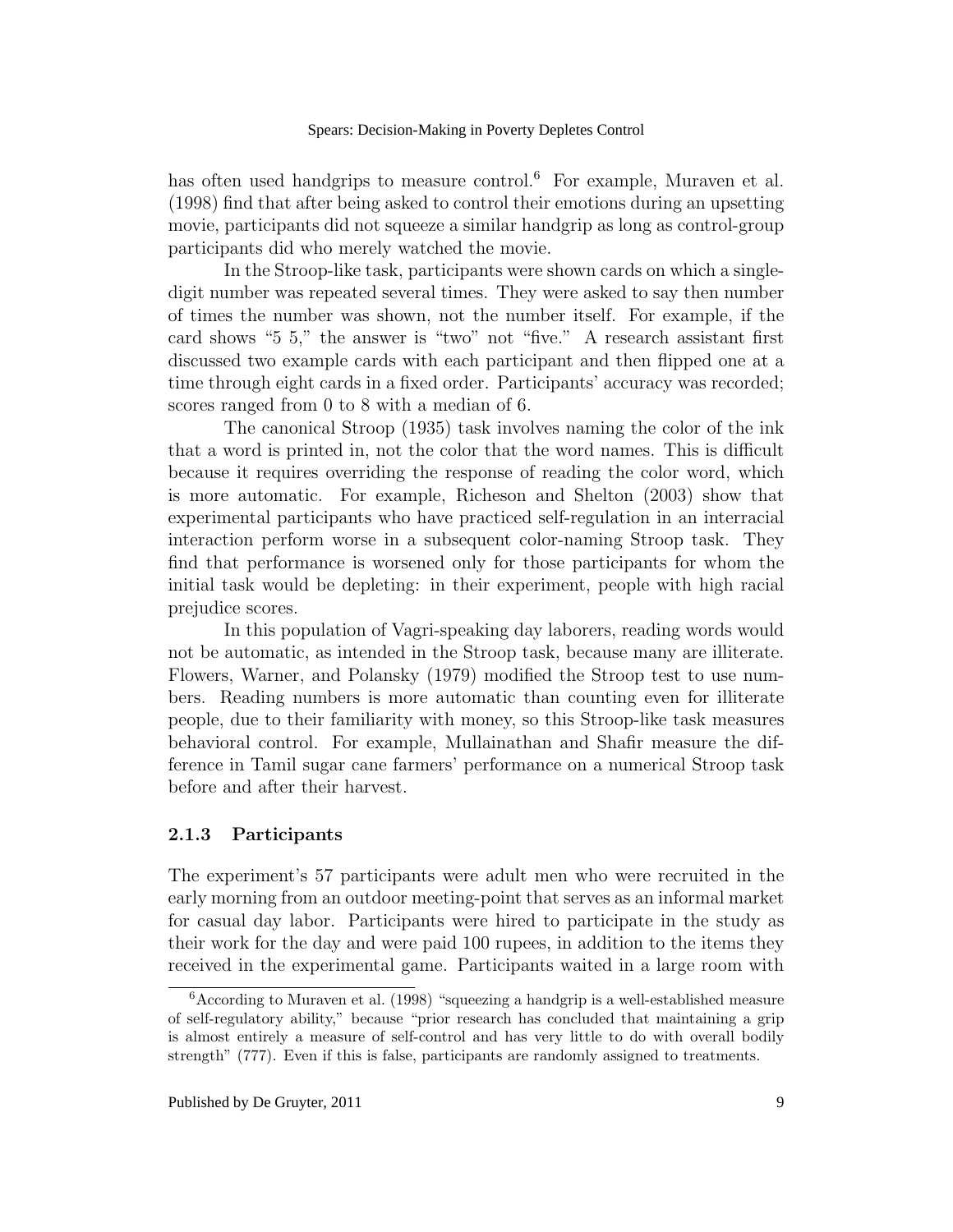has often used handgrips to measure control.[6] For example, Muraven et al. (1998) find that after being asked to control their emotions during an upsetting movie, participants did not squeeze a similar handgrip as long as control-group participants did who merely watched the movie.

In the Stroop-like task, participants were shown cards on which a single-digit number was repeated several times. They were asked to say then number of times the number was shown, not the number itself. For example, if the card shows "5 5," the answer is "two" not "five." A research assistant first discussed two example cards with each participant and then flipped one at a time through eight cards in a fixed order. Participants' accuracy was recorded; scores ranged from 0 to 8 with a median of 6.

The canonical Stroop (1935) task involves naming the color of the ink that a word is printed in, not the color that the word names. This is difficult because it requires overriding the response of reading the color word, which is more automatic. For example, Richeson and Shelton (2003) show that experimental participants who have practiced self-regulation in an interracial interaction perform worse in a subsequent color-naming Stroop task. They find that performance is worsened only for those participants for whom the initial task would be depleting: in their experiment, people with high racial prejudice scores.

In this population of Vagri-speaking day laborers, reading words would not be automatic, as intended in the Stroop task, because many are illiterate. Flowers, Warner, and Polansky (1979) modified the Stroop test to use numbers. Reading numbers is more automatic than counting even for illiterate people, due to their familiarity with money, so this Stroop-like task measures behavioral control. For example, Mullainathan and Shafir measure the difference in Tamil sugar cane farmers' performance on a numerical Stroop task before and after their harvest.

### 2.1.3 Participants

The experiment's 57 participants were adult men who were recruited in the early morning from an outdoor meeting-point that serves as an informal market for casual day labor. Participants were hired to participate in the study as their work for the day and were paid 100 rupees, in addition to the items they received in the experimental game. Participants waited in a large room with

[6] According to Muraven et al. (1998) "squeezing a handgrip is a well-established measure of self-regulatory ability," because "prior research has concluded that maintaining a grip is almost entirely a measure of self-control and has very little to do with overall bodily strength" (777). Even if this is false, participants are randomly assigned to treatments.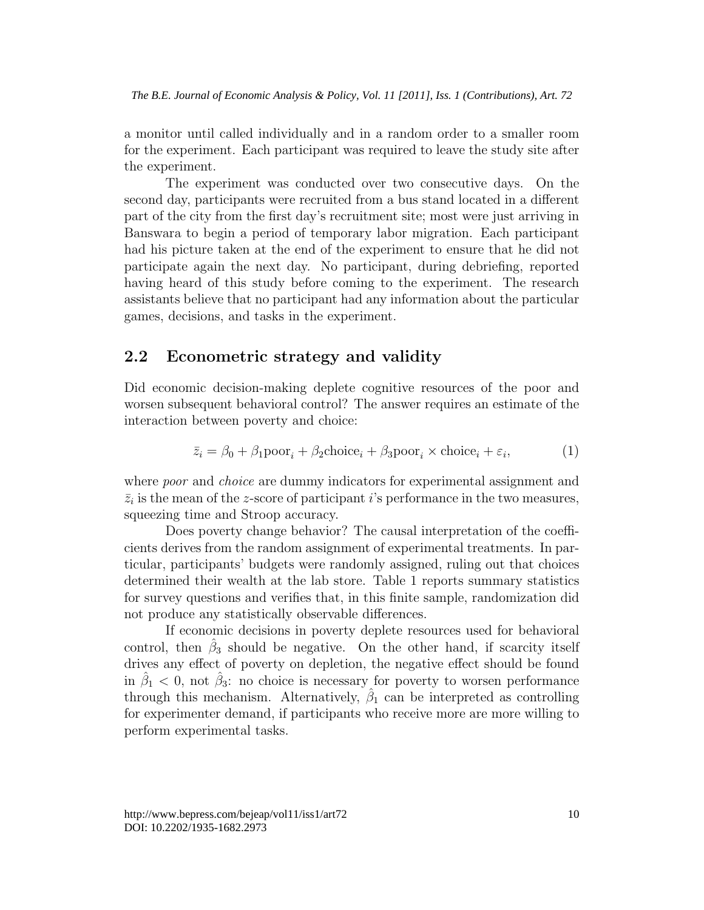a monitor until called individually and in a random order to a smaller room for the experiment. Each participant was required to leave the study site after the experiment.

The experiment was conducted over two consecutive days. On the second day, participants were recruited from a bus stand located in a different part of the city from the first day's recruitment site; most were just arriving in Banswara to begin a period of temporary labor migration. Each participant had his picture taken at the end of the experiment to ensure that he did not participate again the next day. No participant, during debriefing, reported having heard of this study before coming to the experiment. The research assistants believe that no participant had any information about the particular games, decisions, and tasks in the experiment.

## 2.2 Econometric strategy and validity

Did economic decision-making deplete cognitive resources of the poor and worsen subsequent behavioral control? The answer requires an estimate of the interaction between poverty and choice:

$$\bar{z}_i = \beta_0 + \beta_1 \text{poor}_i + \beta_2 \text{choice}_i + \beta_3 \text{poor}_i \times \text{choice}_i + \varepsilon_i, \tag{1}$$

where *poor* and *choice* are dummy indicators for experimental assignment and $\bar{z}_i$ is the mean of the $z$-score of participant $i$'s performance in the two measures, squeezing time and Stroop accuracy.

Does poverty change behavior? The causal interpretation of the coefficients derives from the random assignment of experimental treatments. In particular, participants' budgets were randomly assigned, ruling out that choices determined their wealth at the lab store. Table 1 reports summary statistics for survey questions and verifies that, in this finite sample, randomization did not produce any statistically observable differences.

If economic decisions in poverty deplete resources used for behavioral control, then $\hat{\beta}_3$ should be negative. On the other hand, if scarcity itself drives any effect of poverty on depletion, the negative effect should be found in $\hat{\beta}_1 < 0$, not $\hat{\beta}_3$: no choice is necessary for poverty to worsen performance through this mechanism. Alternatively, $\hat{\beta}_1$ can be interpreted as controlling for experimenter demand, if participants who receive more are more willing to perform experimental tasks.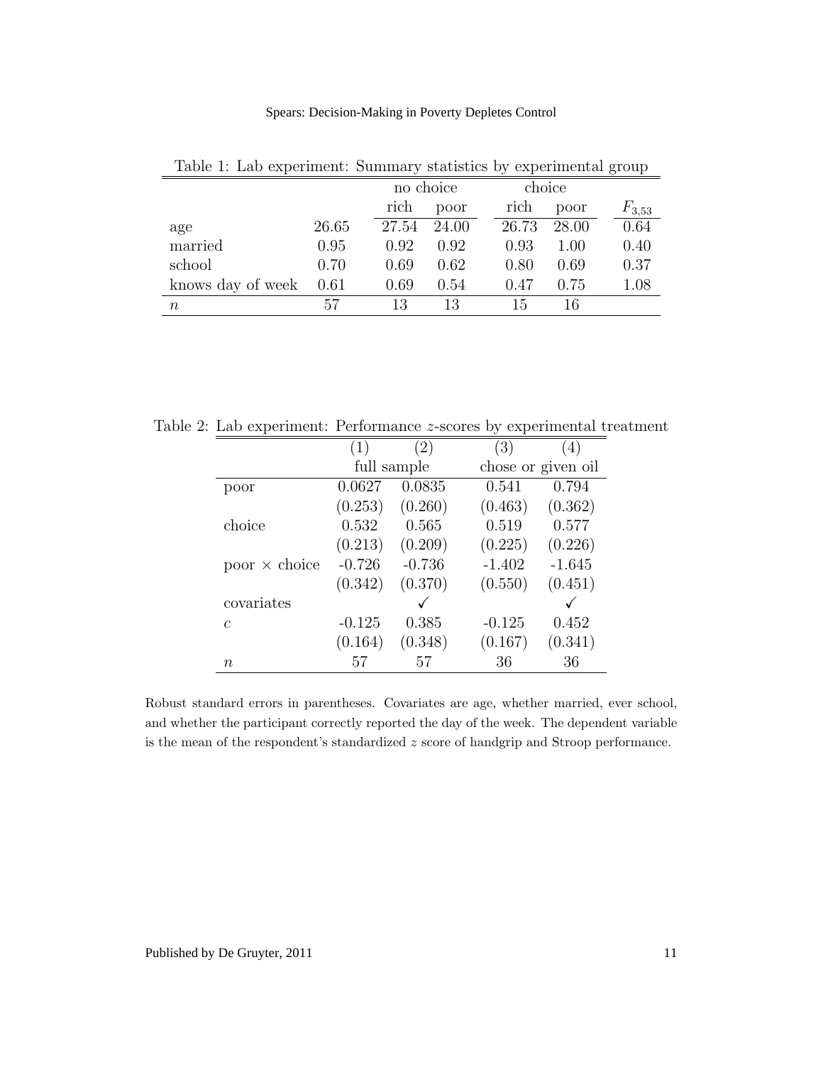Table 1: Lab experiment: Summary statistics by experimental group

| | | no choice | | choice | | |
|---|---|---|---|---|---|---|
| | | rich | poor | rich | poor | $F_{3,53}$ |
| age | 26.65 | 27.54 | 24.00 | 26.73 | 28.00 | 0.64 |
| married | 0.95 | 0.92 | 0.92 | 0.93 | 1.00 | 0.40 |
| school | 0.70 | 0.69 | 0.62 | 0.80 | 0.69 | 0.37 |
| knows day of week | 0.61 | 0.69 | 0.54 | 0.47 | 0.75 | 1.08 |
| $n$ | 57 | 13 | 13 | 15 | 16 | |

Table 2: Lab experiment: Performance $z$-scores by experimental treatment

| | (1) | (2) | (3) | (4) |
|---|---|---|---|---|
| | full sample | | chose or given oil | |
| poor | 0.0627 | 0.0835 | 0.541 | 0.794 |
| | (0.253) | (0.260) | (0.463) | (0.362) |
| choice | 0.532 | 0.565 | 0.519 | 0.577 |
| | (0.213) | (0.209) | (0.225) | (0.226) |
| poor × choice | -0.726 | -0.736 | -1.402 | -1.645 |
| | (0.342) | (0.370) | (0.550) | (0.451) |
| covariates | | ✓ | | ✓ |
| $c$ | -0.125 | 0.385 | -0.125 | 0.452 |
| | (0.164) | (0.348) | (0.167) | (0.341) |
| $n$ | 57 | 57 | 36 | 36 |

Robust standard errors in parentheses. Covariates are age, whether married, ever school, and whether the participant correctly reported the day of the week. The dependent variable is the mean of the respondent's standardized $z$ score of handgrip and Stroop performance.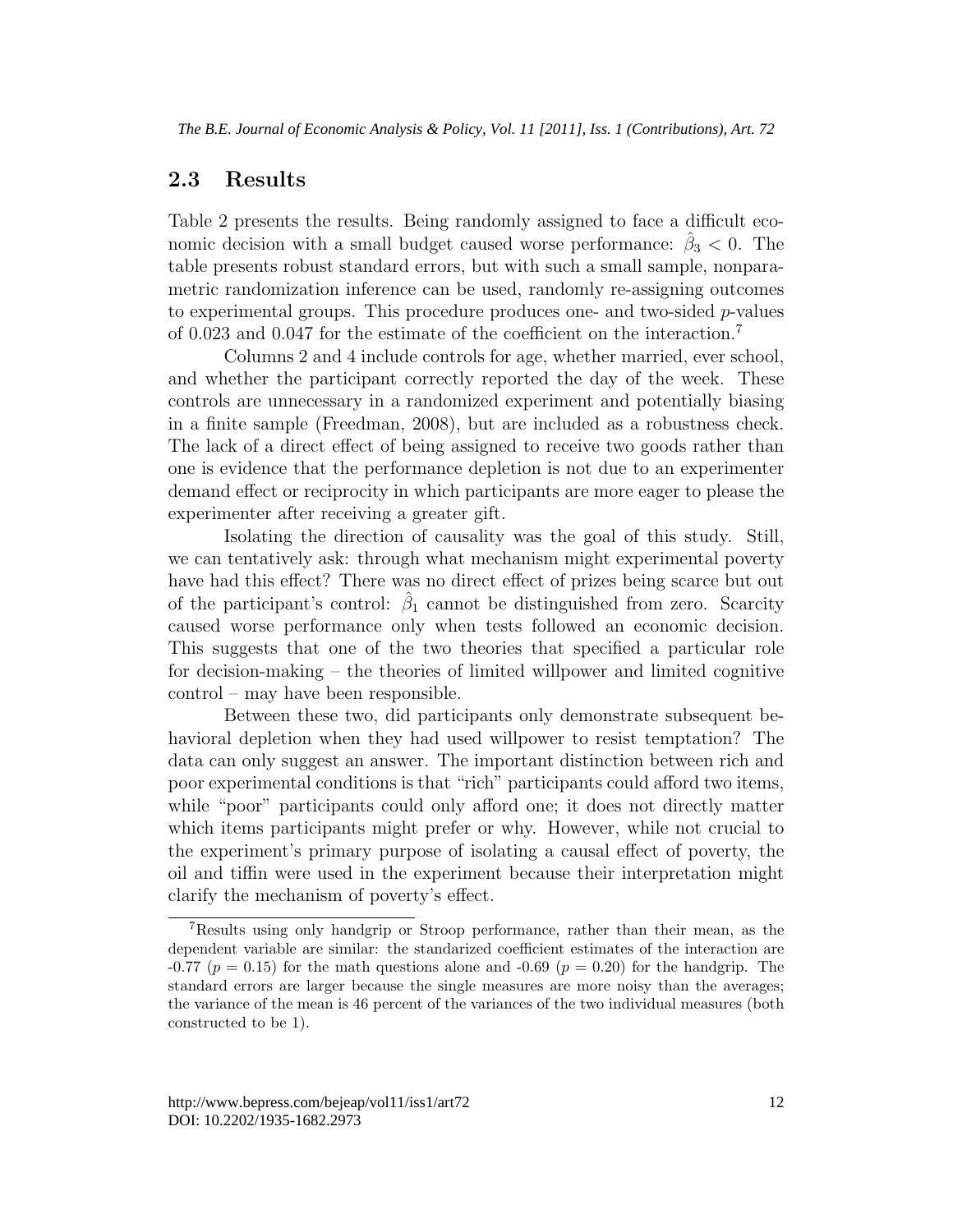## 2.3 Results

Table 2 presents the results. Being randomly assigned to face a difficult economic decision with a small budget caused worse performance: $\hat{\beta}_3 < 0$. The table presents robust standard errors, but with such a small sample, nonparametric randomization inference can be used, randomly re-assigning outcomes to experimental groups. This procedure produces one- and two-sided $p$-values of 0.023 and 0.047 for the estimate of the coefficient on the interaction.[7]

Columns 2 and 4 include controls for age, whether married, ever school, and whether the participant correctly reported the day of the week. These controls are unnecessary in a randomized experiment and potentially biasing in a finite sample (Freedman, 2008), but are included as a robustness check. The lack of a direct effect of being assigned to receive two goods rather than one is evidence that the performance depletion is not due to an experimenter demand effect or reciprocity in which participants are more eager to please the experimenter after receiving a greater gift.

Isolating the direction of causality was the goal of this study. Still, we can tentatively ask: through what mechanism might experimental poverty have had this effect? There was no direct effect of prizes being scarce but out of the participant's control: $\hat{\beta}_1$ cannot be distinguished from zero. Scarcity caused worse performance only when tests followed an economic decision. This suggests that one of the two theories that specified a particular role for decision-making – the theories of limited willpower and limited cognitive control – may have been responsible.

Between these two, did participants only demonstrate subsequent behavioral depletion when they had used willpower to resist temptation? The data can only suggest an answer. The important distinction between rich and poor experimental conditions is that "rich" participants could afford two items, while "poor" participants could only afford one; it does not directly matter which items participants might prefer or why. However, while not crucial to the experiment's primary purpose of isolating a causal effect of poverty, the oil and tiffin were used in the experiment because their interpretation might clarify the mechanism of poverty's effect.

[7] Results using only handgrip or Stroop performance, rather than their mean, as the dependent variable are similar: the standardized coefficient estimates of the interaction are -0.77 ($p = 0.15$) for the math questions alone and -0.69 ($p = 0.20$) for the handgrip. The standard errors are larger because the single measures are more noisy than the averages; the variance of the mean is 46 percent of the variances of the two individual measures (both constructed to be 1).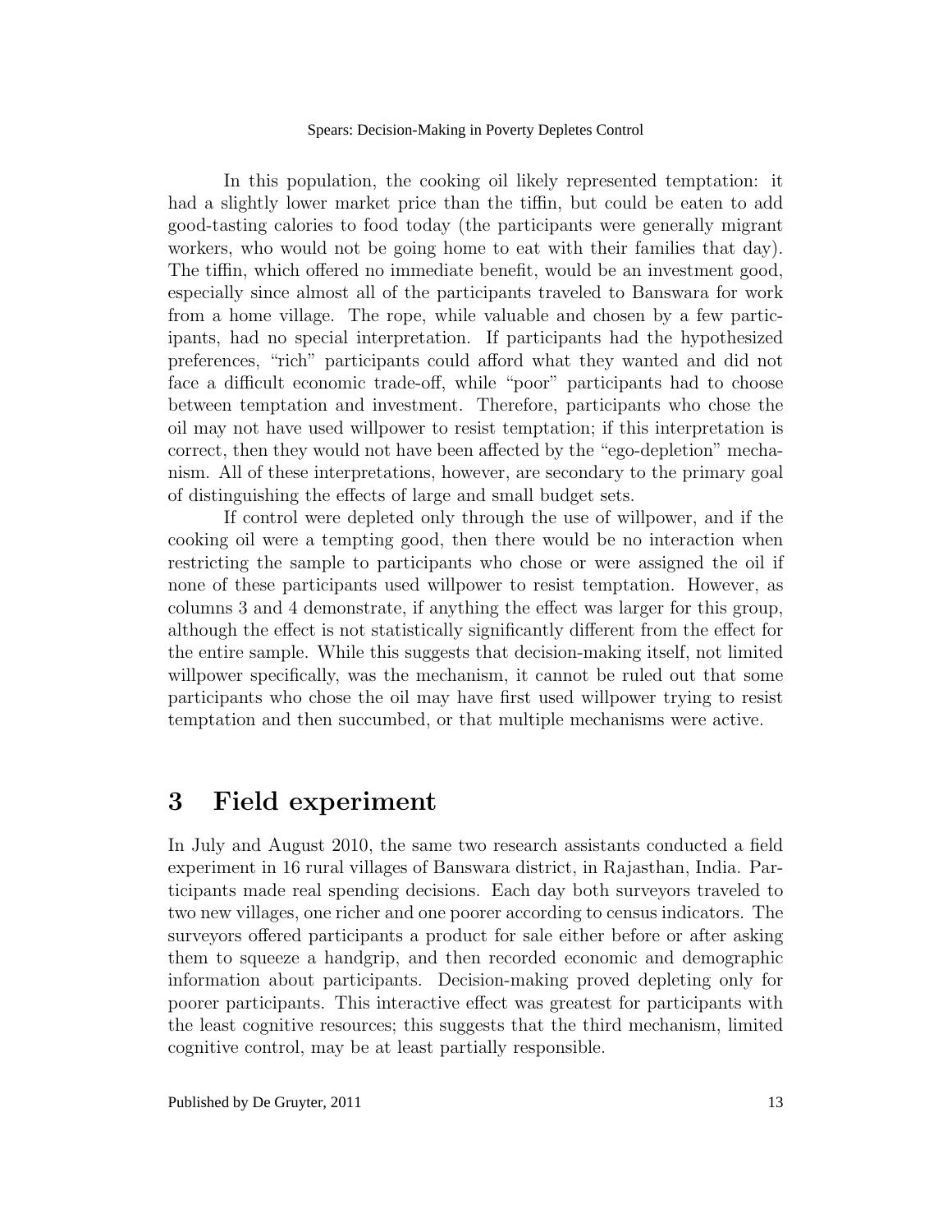In this population, the cooking oil likely represented temptation: it had a slightly lower market price than the tiffin, but could be eaten to add good-tasting calories to food today (the participants were generally migrant workers, who would not be going home to eat with their families that day). The tiffin, which offered no immediate benefit, would be an investment good, especially since almost all of the participants traveled to Banswara for work from a home village. The rope, while valuable and chosen by a few participants, had no special interpretation. If participants had the hypothesized preferences, "rich" participants could afford what they wanted and did not face a difficult economic trade-off, while "poor" participants had to choose between temptation and investment. Therefore, participants who chose the oil may not have used willpower to resist temptation; if this interpretation is correct, then they would not have been affected by the "ego-depletion" mechanism. All of these interpretations, however, are secondary to the primary goal of distinguishing the effects of large and small budget sets.

If control were depleted only through the use of willpower, and if the cooking oil were a tempting good, then there would be no interaction when restricting the sample to participants who chose or were assigned the oil if none of these participants used willpower to resist temptation. However, as columns 3 and 4 demonstrate, if anything the effect was larger for this group, although the effect is not statistically significantly different from the effect for the entire sample. While this suggests that decision-making itself, not limited willpower specifically, was the mechanism, it cannot be ruled out that some participants who chose the oil may have first used willpower trying to resist temptation and then succumbed, or that multiple mechanisms were active.

# 3 Field experiment

In July and August 2010, the same two research assistants conducted a field experiment in 16 rural villages of Banswara district, in Rajasthan, India. Participants made real spending decisions. Each day both surveyors traveled to two new villages, one richer and one poorer according to census indicators. The surveyors offered participants a product for sale either before or after asking them to squeeze a handgrip, and then recorded economic and demographic information about participants. Decision-making proved depleting only for poorer participants. This interactive effect was greatest for participants with the least cognitive resources; this suggests that the third mechanism, limited cognitive control, may be at least partially responsible.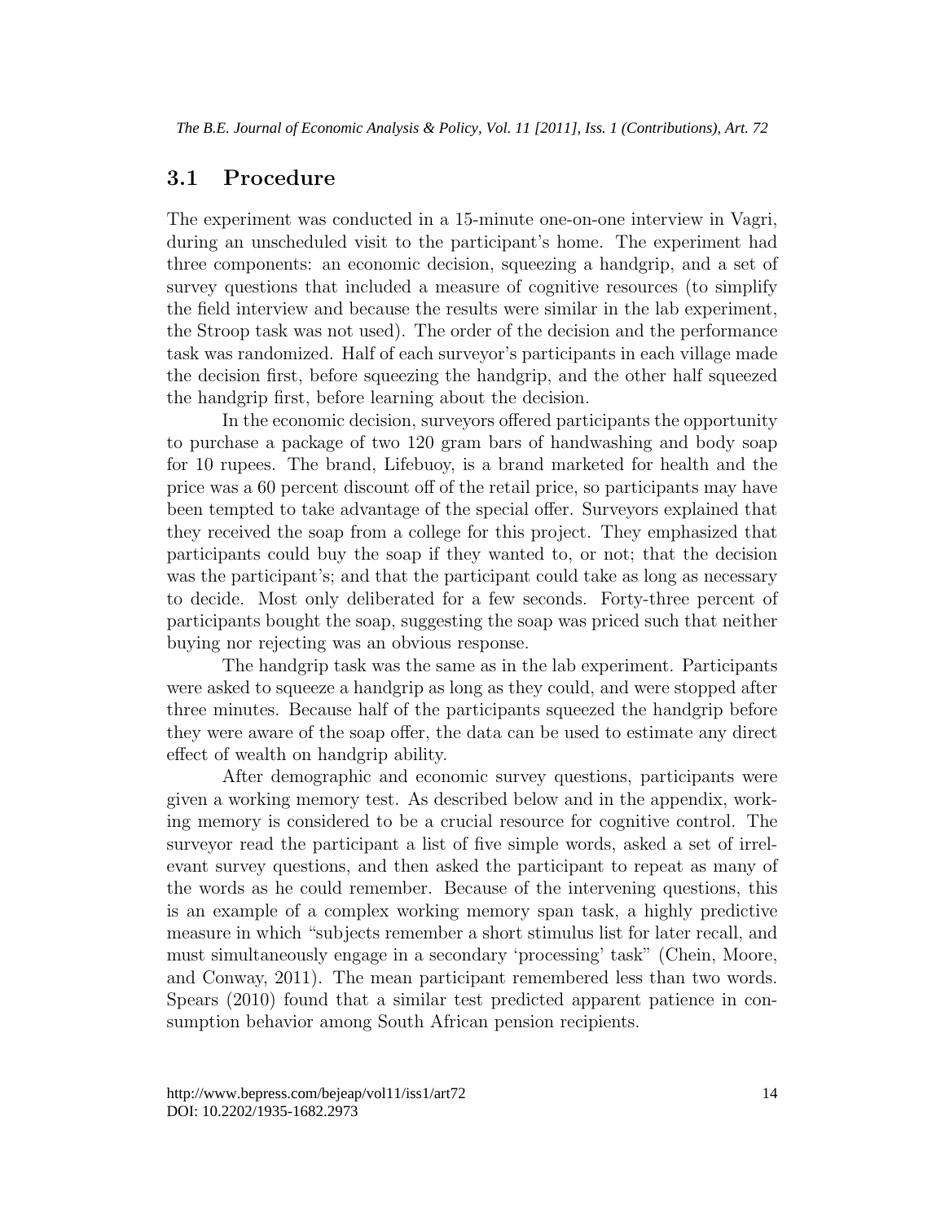### 3.1 Procedure

The experiment was conducted in a 15-minute one-on-one interview in Vagri, during an unscheduled visit to the participant's home. The experiment had three components: an economic decision, squeezing a handgrip, and a set of survey questions that included a measure of cognitive resources (to simplify the field interview and because the results were similar in the lab experiment, the Stroop task was not used). The order of the decision and the performance task was randomized. Half of each surveyor's participants in each village made the decision first, before squeezing the handgrip, and the other half squeezed the handgrip first, before learning about the decision.

In the economic decision, surveyors offered participants the opportunity to purchase a package of two 120 gram bars of handwashing and body soap for 10 rupees. The brand, Lifebuoy, is a brand marketed for health and the price was a 60 percent discount off of the retail price, so participants may have been tempted to take advantage of the special offer. Surveyors explained that they received the soap from a college for this project. They emphasized that participants could buy the soap if they wanted to, or not; that the decision was the participant's; and that the participant could take as long as necessary to decide. Most only deliberated for a few seconds. Forty-three percent of participants bought the soap, suggesting the soap was priced such that neither buying nor rejecting was an obvious response.

The handgrip task was the same as in the lab experiment. Participants were asked to squeeze a handgrip as long as they could, and were stopped after three minutes. Because half of the participants squeezed the handgrip before they were aware of the soap offer, the data can be used to estimate any direct effect of wealth on handgrip ability.

After demographic and economic survey questions, participants were given a working memory test. As described below and in the appendix, working memory is considered to be a crucial resource for cognitive control. The surveyor read the participant a list of five simple words, asked a set of irrelevant survey questions, and then asked the participant to repeat as many of the words as he could remember. Because of the intervening questions, this is an example of a complex working memory span task, a highly predictive measure in which "subjects remember a short stimulus list for later recall, and must simultaneously engage in a secondary 'processing' task" (Chein, Moore, and Conway, 2011). The mean participant remembered less than two words. Spears (2010) found that a similar test predicted apparent patience in consumption behavior among South African pension recipients.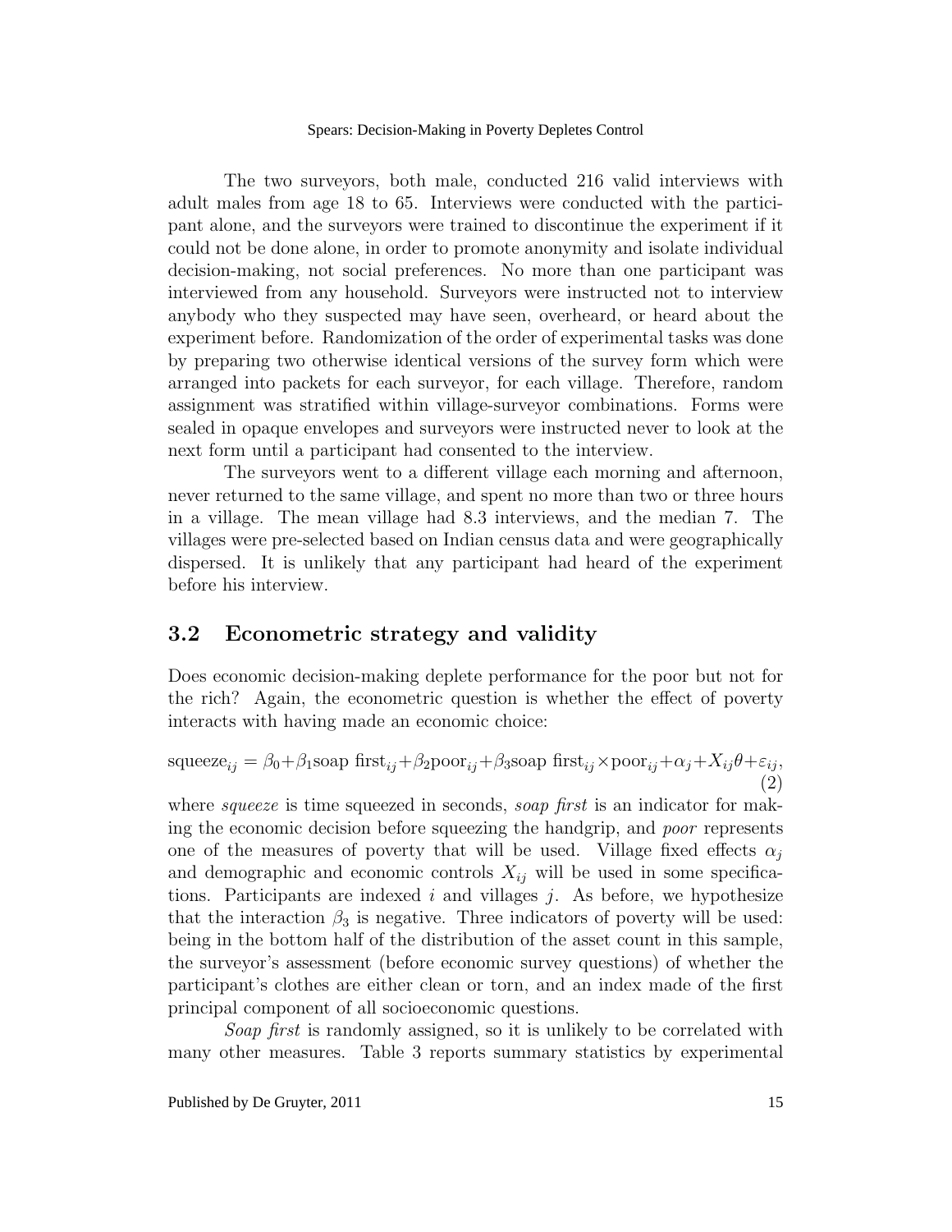The two surveyors, both male, conducted 216 valid interviews with adult males from age 18 to 65. Interviews were conducted with the participant alone, and the surveyors were trained to discontinue the experiment if it could not be done alone, in order to promote anonymity and isolate individual decision-making, not social preferences. No more than one participant was interviewed from any household. Surveyors were instructed not to interview anybody who they suspected may have seen, overheard, or heard about the experiment before. Randomization of the order of experimental tasks was done by preparing two otherwise identical versions of the survey form which were arranged into packets for each surveyor, for each village. Therefore, random assignment was stratified within village-surveyor combinations. Forms were sealed in opaque envelopes and surveyors were instructed never to look at the next form until a participant had consented to the interview.

The surveyors went to a different village each morning and afternoon, never returned to the same village, and spent no more than two or three hours in a village. The mean village had 8.3 interviews, and the median 7. The villages were pre-selected based on Indian census data and were geographically dispersed. It is unlikely that any participant had heard of the experiment before his interview.

## 3.2 Econometric strategy and validity

Does economic decision-making deplete performance for the poor but not for the rich? Again, the econometric question is whether the effect of poverty interacts with having made an economic choice:

$$\text{squeeze}_{ij} = \beta_0 + \beta_1 \text{soap first}_{ij} + \beta_2 \text{poor}_{ij} + \beta_3 \text{soap first}_{ij} \times \text{poor}_{ij} + \alpha_j + X_{ij}\theta + \varepsilon_{ij}, \quad (2)$$

where *squeeze* is time squeezed in seconds, *soap first* is an indicator for making the economic decision before squeezing the handgrip, and *poor* represents one of the measures of poverty that will be used. Village fixed effects $\alpha_j$ and demographic and economic controls $X_{ij}$ will be used in some specifications. Participants are indexed $i$ and villages $j$. As before, we hypothesize that the interaction $\beta_3$ is negative. Three indicators of poverty will be used: being in the bottom half of the distribution of the asset count in this sample, the surveyor's assessment (before economic survey questions) of whether the participant's clothes are either clean or torn, and an index made of the first principal component of all socioeconomic questions.

*Soap first* is randomly assigned, so it is unlikely to be correlated with many other measures. Table 3 reports summary statistics by experimental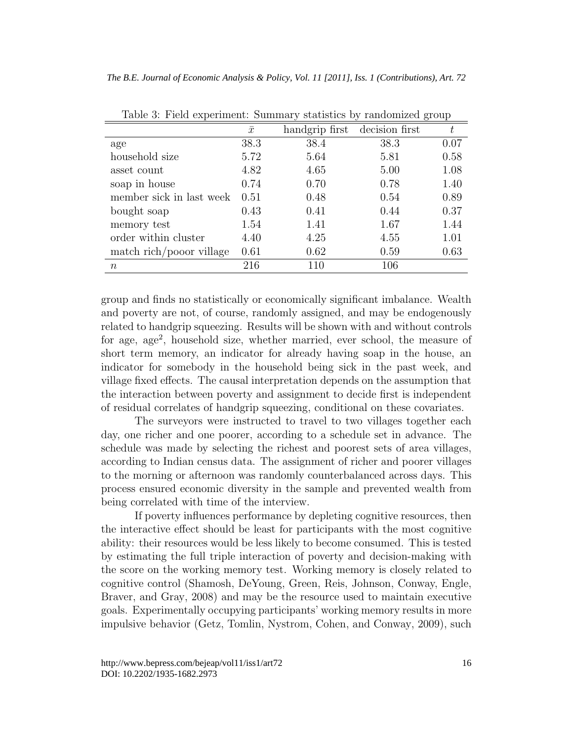Table 3: Field experiment: Summary statistics by randomized group

| | $\bar{x}$ | handgrip first | decision first | $t$ |
|---|---|---|---|---|
| age | 38.3 | 38.4 | 38.3 | 0.07 |
| household size | 5.72 | 5.64 | 5.81 | 0.58 |
| asset count | 4.82 | 4.65 | 5.00 | 1.08 |
| soap in house | 0.74 | 0.70 | 0.78 | 1.40 |
| member sick in last week | 0.51 | 0.48 | 0.54 | 0.89 |
| bought soap | 0.43 | 0.41 | 0.44 | 0.37 |
| memory test | 1.54 | 1.41 | 1.67 | 1.44 |
| order within cluster | 4.40 | 4.25 | 4.55 | 1.01 |
| match rich/pooor village | 0.61 | 0.62 | 0.59 | 0.63 |
| $n$ | 216 | 110 | 106 | |

group and finds no statistically or economically significant imbalance. Wealth and poverty are not, of course, randomly assigned, and may be endogenously related to handgrip squeezing. Results will be shown with and without controls for age, age$^2$, household size, whether married, ever school, the measure of short term memory, an indicator for already having soap in the house, an indicator for somebody in the household being sick in the past week, and village fixed effects. The causal interpretation depends on the assumption that the interaction between poverty and assignment to decide first is independent of residual correlates of handgrip squeezing, conditional on these covariates.

The surveyors were instructed to travel to two villages together each day, one richer and one poorer, according to a schedule set in advance. The schedule was made by selecting the richest and poorest sets of area villages, according to Indian census data. The assignment of richer and poorer villages to the morning or afternoon was randomly counterbalanced across days. This process ensured economic diversity in the sample and prevented wealth from being correlated with time of the interview.

If poverty influences performance by depleting cognitive resources, then the interactive effect should be least for participants with the most cognitive ability: their resources would be less likely to become consumed. This is tested by estimating the full triple interaction of poverty and decision-making with the score on the working memory test. Working memory is closely related to cognitive control (Shamosh, DeYoung, Green, Reis, Johnson, Conway, Engle, Braver, and Gray, 2008) and may be the resource used to maintain executive goals. Experimentally occupying participants' working memory results in more impulsive behavior (Getz, Tomlin, Nystrom, Cohen, and Conway, 2009), such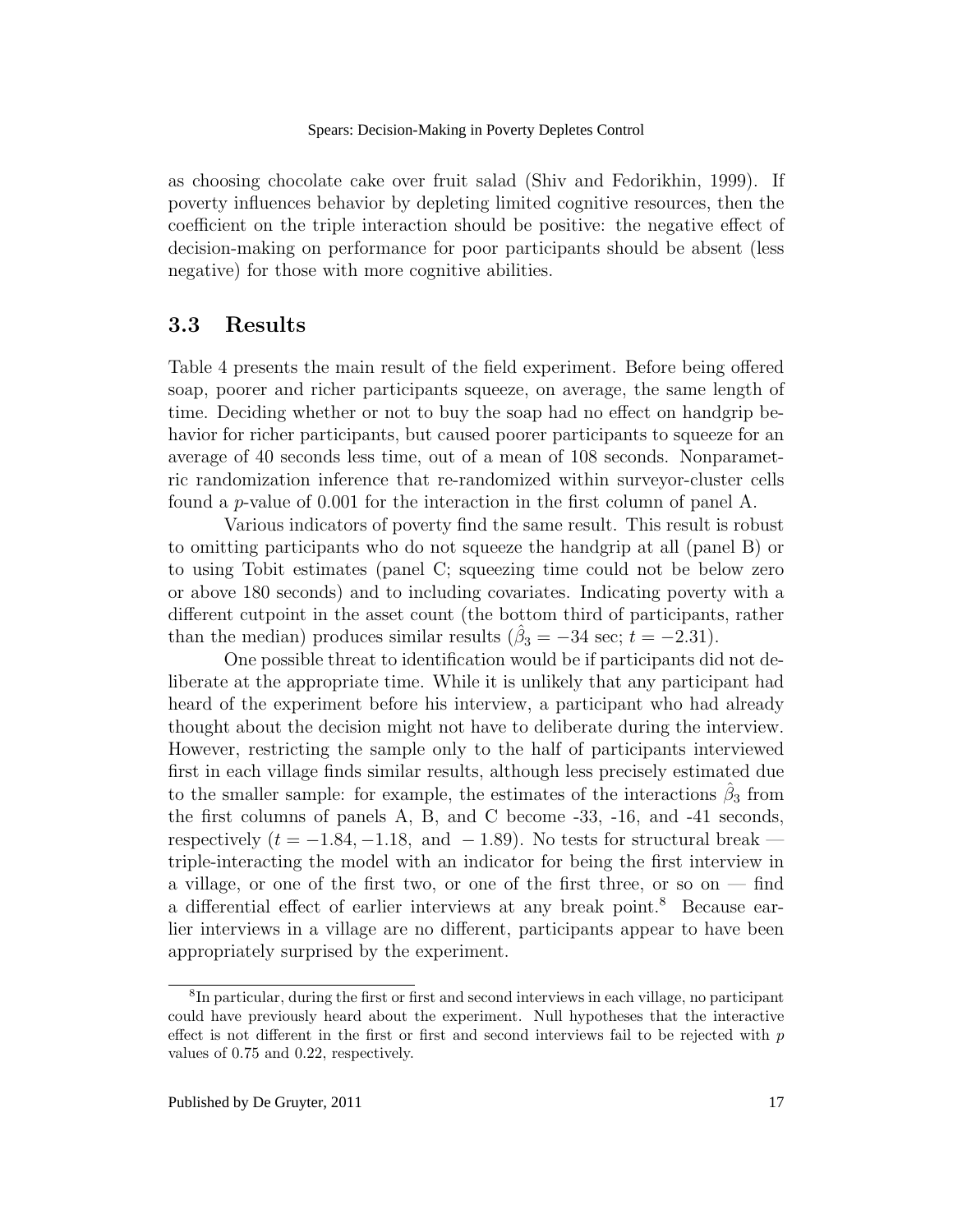as choosing chocolate cake over fruit salad (Shiv and Fedorikhin, 1999). If poverty influences behavior by depleting limited cognitive resources, then the coefficient on the triple interaction should be positive: the negative effect of decision-making on performance for poor participants should be absent (less negative) for those with more cognitive abilities.

## 3.3 Results

Table 4 presents the main result of the field experiment. Before being offered soap, poorer and richer participants squeeze, on average, the same length of time. Deciding whether or not to buy the soap had no effect on handgrip behavior for richer participants, but caused poorer participants to squeeze for an average of 40 seconds less time, out of a mean of 108 seconds. Nonparametric randomization inference that re-randomized within surveyor-cluster cells found a $p$-value of 0.001 for the interaction in the first column of panel A.

Various indicators of poverty find the same result. This result is robust to omitting participants who do not squeeze the handgrip at all (panel B) or to using Tobit estimates (panel C; squeezing time could not be below zero or above 180 seconds) and to including covariates. Indicating poverty with a different cutpoint in the asset count (the bottom third of participants, rather than the median) produces similar results ($\hat{\beta}_3 = -34$ sec; $t = -2.31$).

One possible threat to identification would be if participants did not deliberate at the appropriate time. While it is unlikely that any participant had heard of the experiment before his interview, a participant who had already thought about the decision might not have to deliberate during the interview. However, restricting the sample only to the half of participants interviewed first in each village finds similar results, although less precisely estimated due to the smaller sample: for example, the estimates of the interactions $\hat{\beta}_3$ from the first columns of panels A, B, and C become -33, -16, and -41 seconds, respectively ($t = -1.84, -1.18,$ and $-1.89$). No tests for structural break — triple-interacting the model with an indicator for being the first interview in a village, or one of the first two, or one of the first three, or so on — find a differential effect of earlier interviews at any break point.[8] Because earlier interviews in a village are no different, participants appear to have been appropriately surprised by the experiment.

[8]In particular, during the first or first and second interviews in each village, no participant could have previously heard about the experiment. Null hypotheses that the interactive effect is not different in the first or first and second interviews fail to be rejected with $p$ values of 0.75 and 0.22, respectively.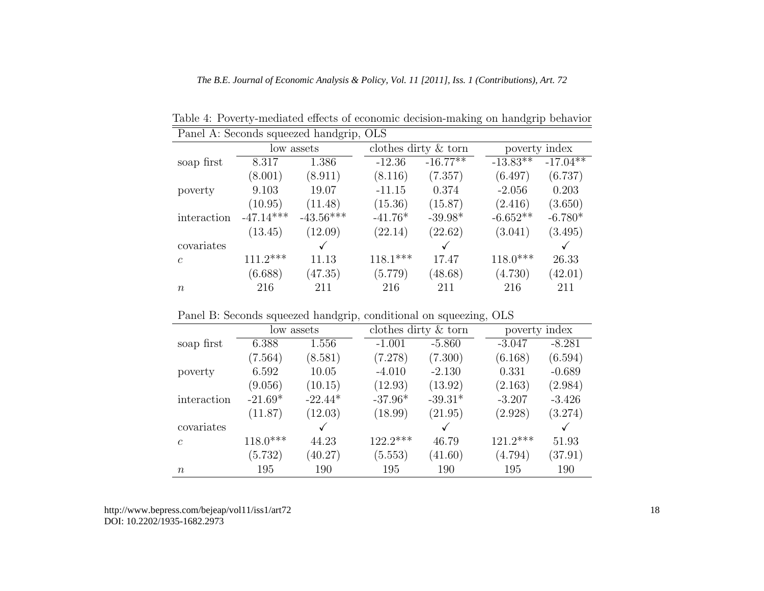Table 4: Poverty-mediated effects of economic decision-making on handgrip behavior

Panel A: Seconds squeezed handgrip, OLS

| | low assets | | clothes dirty & torn | | poverty index | |
|---|---|---|---|---|---|---|
| soap first | 8.317 | 1.386 | -12.36 | -16.77** | -13.83** | -17.04** |
| | (8.001) | (8.911) | (8.116) | (7.357) | (6.497) | (6.737) |
| poverty | 9.103 | 19.07 | -11.15 | 0.374 | -2.056 | 0.203 |
| | (10.95) | (11.48) | (15.36) | (15.87) | (2.416) | (3.650) |
| interaction | -47.14*** | -43.56*** | -41.76* | -39.98* | -6.652** | -6.780* |
| | (13.45) | (12.09) | (22.14) | (22.62) | (3.041) | (3.495) |
| covariates | | ✓ | | ✓ | | ✓ |
| $c$ | 111.2*** | 11.13 | 118.1*** | 17.47 | 118.0*** | 26.33 |
| | (6.688) | (47.35) | (5.779) | (48.68) | (4.730) | (42.01) |
| $n$ | 216 | 211 | 216 | 211 | 216 | 211 |

Panel B: Seconds squeezed handgrip, conditional on squeezing, OLS

| | low assets | | clothes dirty & torn | | poverty index | |
|---|---|---|---|---|---|---|
| soap first | 6.388 | 1.556 | -1.001 | -5.860 | -3.047 | -8.281 |
| | (7.564) | (8.581) | (7.278) | (7.300) | (6.168) | (6.594) |
| poverty | 6.592 | 10.05 | -4.010 | -2.130 | 0.331 | -0.689 |
| | (9.056) | (10.15) | (12.93) | (13.92) | (2.163) | (2.984) |
| interaction | -21.69* | -22.44* | -37.96* | -39.31* | -3.207 | -3.426 |
| | (11.87) | (12.03) | (18.99) | (21.95) | (2.928) | (3.274) |
| covariates | | ✓ | | ✓ | | ✓ |
| $c$ | 118.0*** | 44.23 | 122.2*** | 46.79 | 121.2*** | 51.93 |
| | (5.732) | (40.27) | (5.553) | (41.60) | (4.794) | (37.91) |
| $n$ | 195 | 190 | 195 | 190 | 195 | 190 |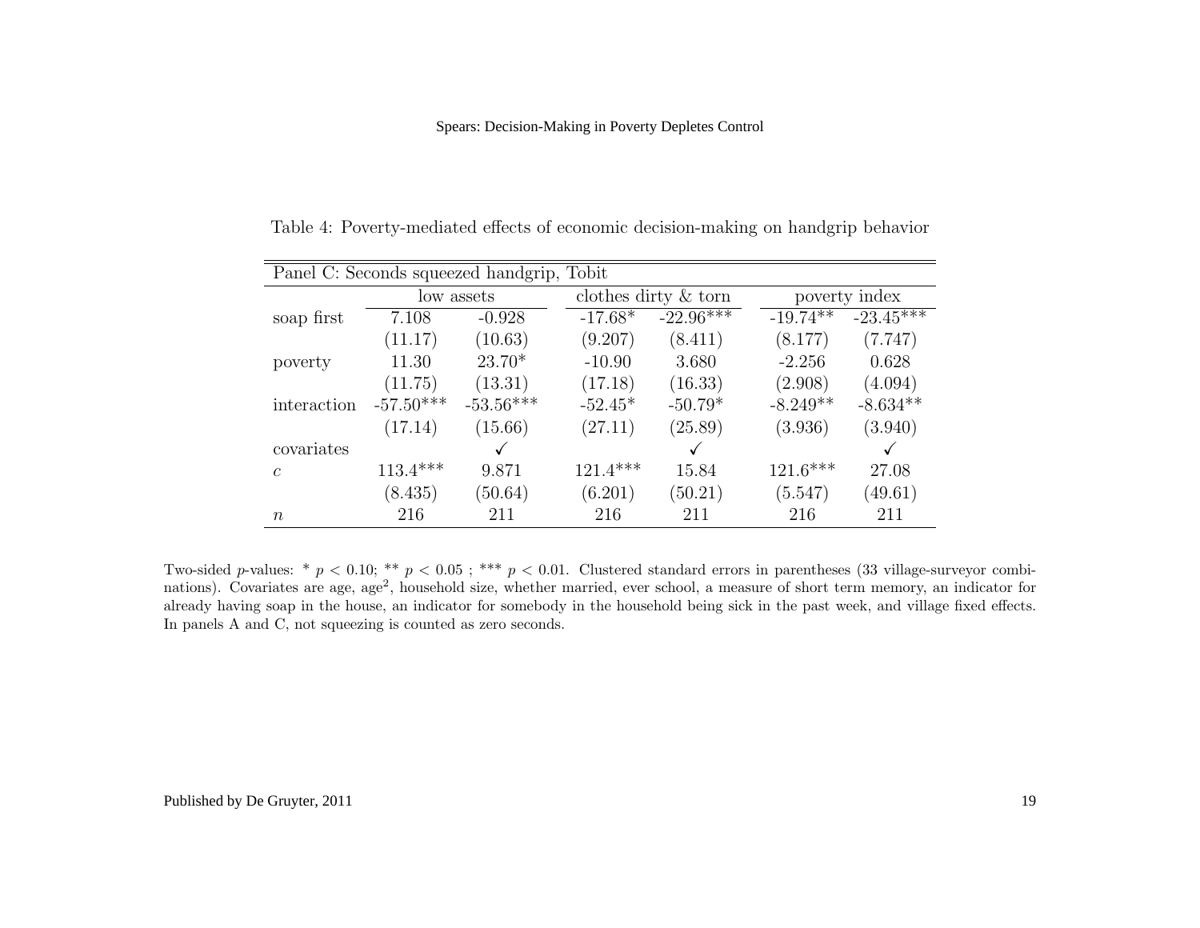Table 4: Poverty-mediated effects of economic decision-making on handgrip behavior

| Panel C: Seconds squeezed handgrip, Tobit | | | | | | |
|---|---|---|---|---|---|---|
| | low assets | | clothes dirty & torn | | poverty index | |
| soap first | 7.108 | -0.928 | -17.68* | -22.96*** | -19.74** | -23.45*** |
| | (11.17) | (10.63) | (9.207) | (8.411) | (8.177) | (7.747) |
| poverty | 11.30 | 23.70* | -10.90 | 3.680 | -2.256 | 0.628 |
| | (11.75) | (13.31) | (17.18) | (16.33) | (2.908) | (4.094) |
| interaction | -57.50*** | -53.56*** | -52.45* | -50.79* | -8.249** | -8.634** |
| | (17.14) | (15.66) | (27.11) | (25.89) | (3.936) | (3.940) |
| covariates | | ✓ | | ✓ | | ✓ |
| $c$ | 113.4*** | 9.871 | 121.4*** | 15.84 | 121.6*** | 27.08 |
| | (8.435) | (50.64) | (6.201) | (50.21) | (5.547) | (49.61) |
| $n$ | 216 | 211 | 216 | 211 | 216 | 211 |

Two-sided $p$-values: * $p < 0.10$; ** $p < 0.05$ ; *** $p < 0.01$. Clustered standard errors in parentheses (33 village-surveyor combinations). Covariates are age, age$^2$, household size, whether married, ever school, a measure of short term memory, an indicator for already having soap in the house, an indicator for somebody in the household being sick in the past week, and village fixed effects. In panels A and C, not squeezing is counted as zero seconds.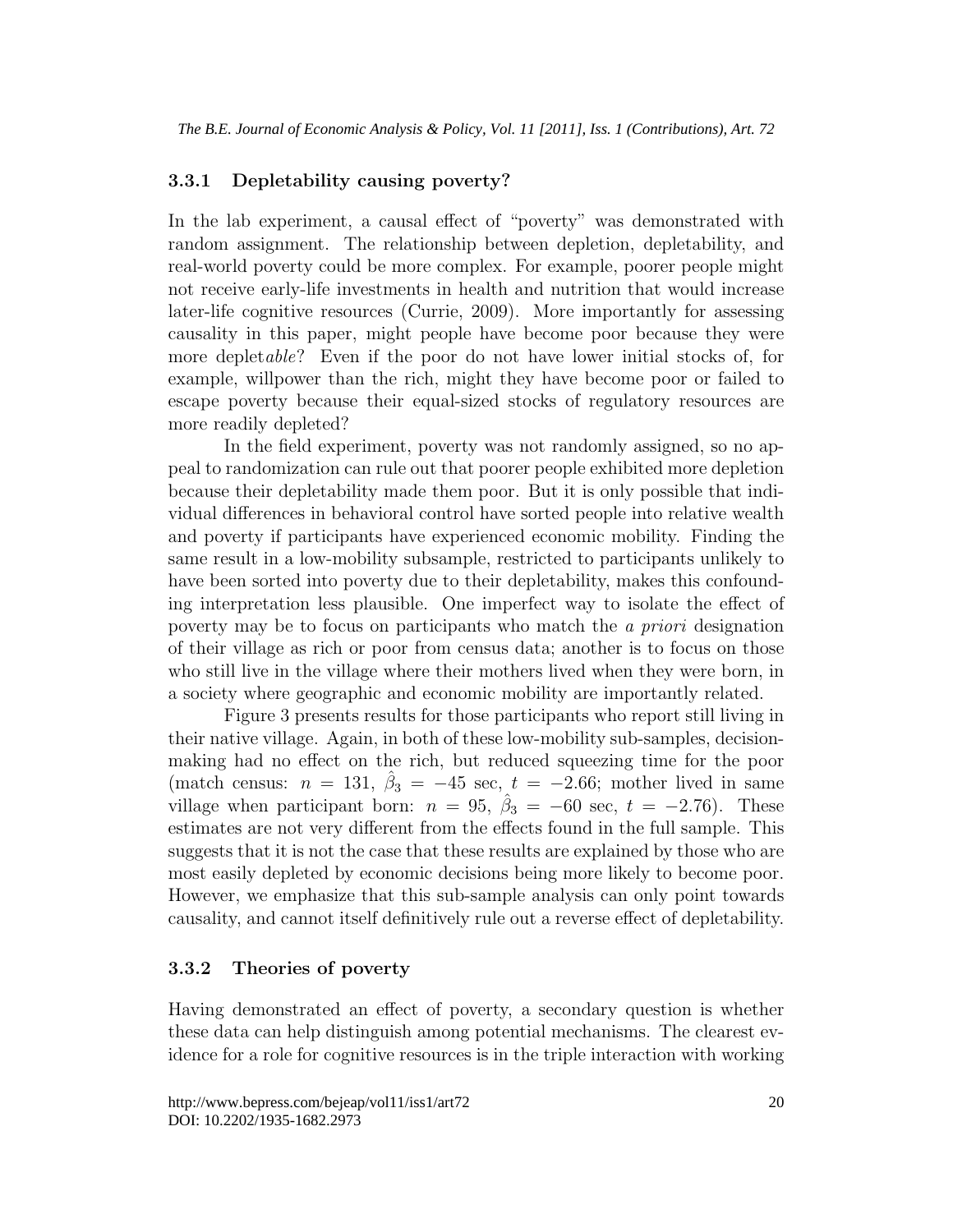### 3.3.1 Depletability causing poverty?

In the lab experiment, a causal effect of "poverty" was demonstrated with random assignment. The relationship between depletion, depletability, and real-world poverty could be more complex. For example, poorer people might not receive early-life investments in health and nutrition that would increase later-life cognitive resources (Currie, 2009). More importantly for assessing causality in this paper, might people have become poor because they were more deplet*able*? Even if the poor do not have lower initial stocks of, for example, willpower than the rich, might they have become poor or failed to escape poverty because their equal-sized stocks of regulatory resources are more readily depleted?

In the field experiment, poverty was not randomly assigned, so no appeal to randomization can rule out that poorer people exhibited more depletion because their depletability made them poor. But it is only possible that individual differences in behavioral control have sorted people into relative wealth and poverty if participants have experienced economic mobility. Finding the same result in a low-mobility subsample, restricted to participants unlikely to have been sorted into poverty due to their depletability, makes this confounding interpretation less plausible. One imperfect way to isolate the effect of poverty may be to focus on participants who match the *a priori* designation of their village as rich or poor from census data; another is to focus on those who still live in the village where their mothers lived when they were born, in a society where geographic and economic mobility are importantly related.

Figure 3 presents results for those participants who report still living in their native village. Again, in both of these low-mobility sub-samples, decision-making had no effect on the rich, but reduced squeezing time for the poor (match census: $n = 131$, $\hat{\beta}_3 = -45$ sec, $t = -2.66$; mother lived in same village when participant born: $n = 95$, $\hat{\beta}_3 = -60$ sec, $t = -2.76$). These estimates are not very different from the effects found in the full sample. This suggests that it is not the case that these results are explained by those who are most easily depleted by economic decisions being more likely to become poor. However, we emphasize that this sub-sample analysis can only point towards causality, and cannot itself definitively rule out a reverse effect of depletability.

### 3.3.2 Theories of poverty

Having demonstrated an effect of poverty, a secondary question is whether these data can help distinguish among potential mechanisms. The clearest evidence for a role for cognitive resources is in the triple interaction with working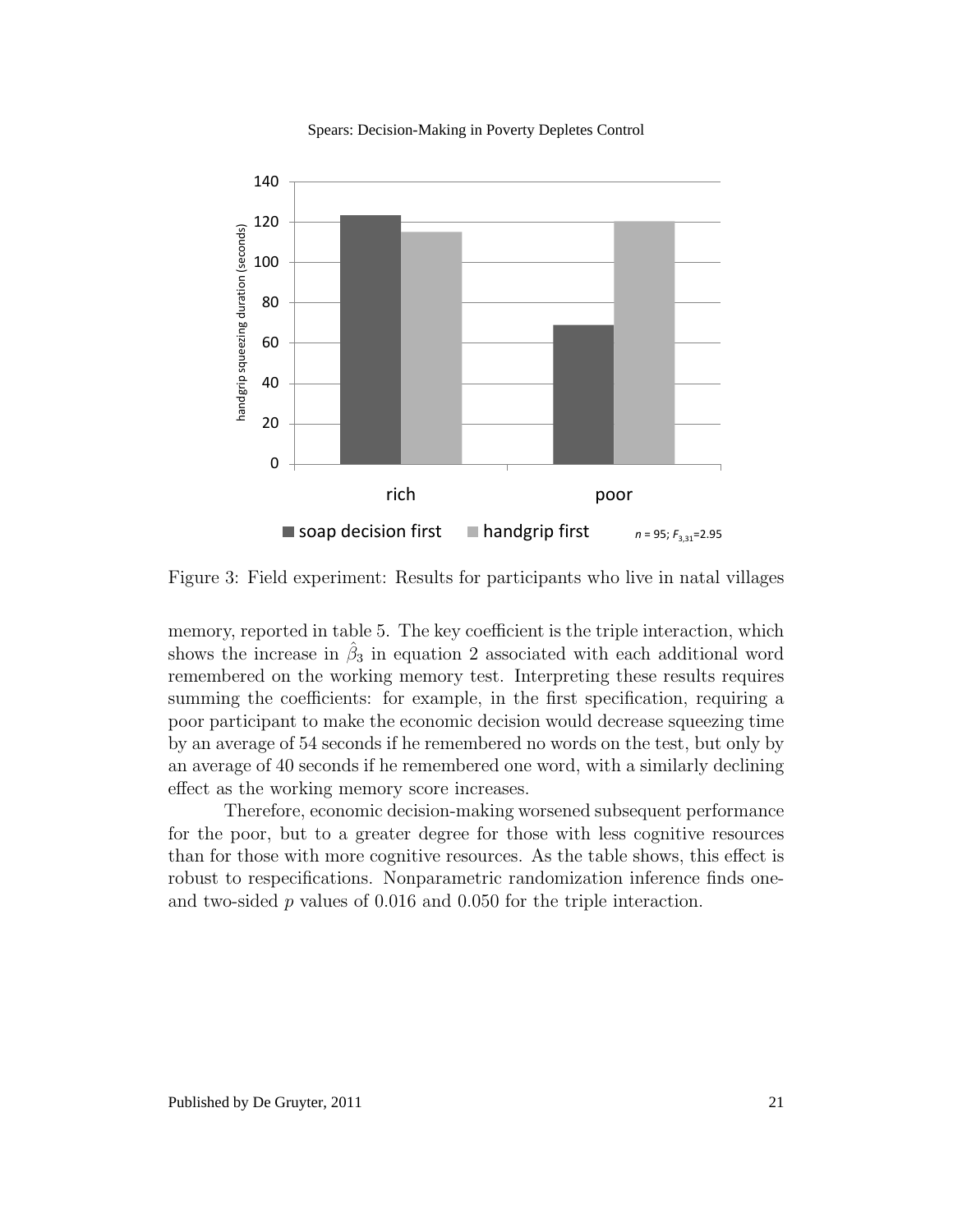Figure 3: Field experiment: Results for participants who live in natal villages

memory, reported in table 5. The key coefficient is the triple interaction, which shows the increase in $\hat{\beta}_3$ in equation 2 associated with each additional word remembered on the working memory test. Interpreting these results requires summing the coefficients: for example, in the first specification, requiring a poor participant to make the economic decision would decrease squeezing time by an average of 54 seconds if he remembered no words on the test, but only by an average of 40 seconds if he remembered one word, with a similarly declining effect as the working memory score increases.

Therefore, economic decision-making worsened subsequent performance for the poor, but to a greater degree for those with less cognitive resources than for those with more cognitive resources. As the table shows, this effect is robust to respecifications. Nonparametric randomization inference finds one- and two-sided $p$ values of 0.016 and 0.050 for the triple interaction.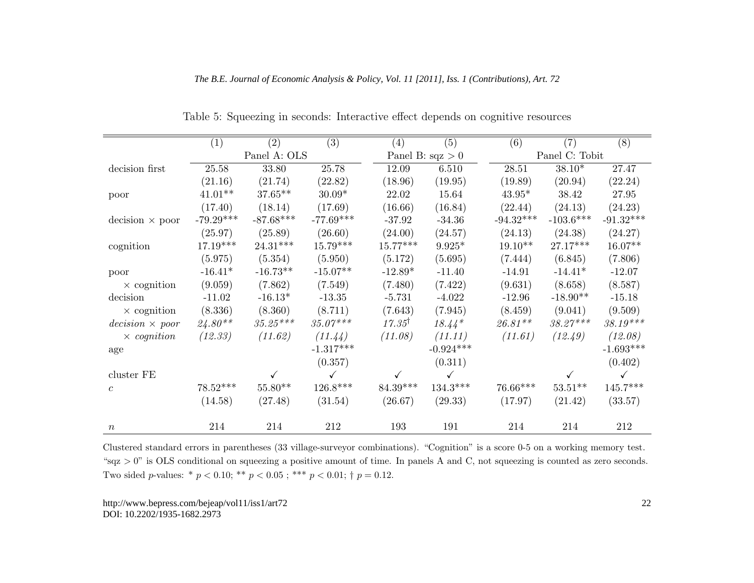Table 5: Squeezing in seconds: Interactive effect depends on cognitive resources

| | (1) | (2) | (3) | (4) | (5) | (6) | (7) | (8) |
|---|---|---|---|---|---|---|---|---|
| | Panel A: OLS | | | Panel B: sqz $>0$ | | Panel C: Tobit | | |
| decision first | 25.58 | 33.80 | 25.78 | 12.09 | 6.510 | 28.51 | 38.10* | 27.47 |
| | (21.16) | (21.74) | (22.82) | (18.96) | (19.95) | (19.89) | (20.94) | (22.24) |
| poor | 41.01** | 37.65** | 30.09* | 22.02 | 15.64 | 43.95* | 38.42 | 27.95 |
| | (17.40) | (18.14) | (17.69) | (16.66) | (16.84) | (22.44) | (24.13) | (24.23) |
| decision $\times$ poor | -79.29*** | -87.68*** | -77.69*** | -37.92 | -34.36 | -94.32*** | -103.6*** | -91.32*** |
| | (25.97) | (25.89) | (26.60) | (24.00) | (24.57) | (24.13) | (24.38) | (24.27) |
| cognition | 17.19*** | 24.31*** | 15.79*** | 15.77*** | 9.925* | 19.10** | 27.17*** | 16.07** |
| | (5.975) | (5.354) | (5.950) | (5.172) | (5.695) | (7.444) | (6.845) | (7.806) |
| poor | -16.41* | -16.73** | -15.07** | -12.89* | -11.40 | -14.91 | -14.41* | -12.07 |
| $\times$ cognition | (9.059) | (7.862) | (7.549) | (7.480) | (7.422) | (9.631) | (8.658) | (8.587) |
| decision | -11.02 | -16.13* | -13.35 | -5.731 | -4.022 | -12.96 | -18.90** | -15.18 |
| $\times$ cognition | (8.336) | (8.360) | (8.711) | (7.643) | (7.945) | (8.459) | (9.041) | (9.509) |
| *decision $\times$ poor* | *24.80*** | *35.25**** | *35.07**** | *17.35*† | *18.44** | *26.81*** | *38.27**** | *38.19**** |
| *$\times$ cognition* | *(12.33)* | *(11.62)* | *(11.44)* | *(11.08)* | *(11.11)* | *(11.61)* | *(12.49)* | *(12.08)* |
| age | | | -1.317*** | | -0.924*** | | | -1.693*** |
| | | | (0.357) | | (0.311) | | | (0.402) |
| cluster FE | | ✓ | ✓ | ✓ | ✓ | | ✓ | ✓ |
| $c$ | 78.52*** | 55.80** | 126.8*** | 84.39*** | 134.3*** | 76.66*** | 53.51** | 145.7*** |
| | (14.58) | (27.48) | (31.54) | (26.67) | (29.33) | (17.97) | (21.42) | (33.57) |
| $n$ | 214 | 214 | 212 | 193 | 191 | 214 | 214 | 212 |

Clustered standard errors in parentheses (33 village-surveyor combinations). "Cognition" is a score 0-5 on a working memory test. "sqz $>0$" is OLS conditional on squeezing a positive amount of time. In panels A and C, not squeezing is counted as zero seconds. Two sided $p$-values: * $p<0.10$; ** $p<0.05$ ; *** $p<0.01$; † $p=0.12$.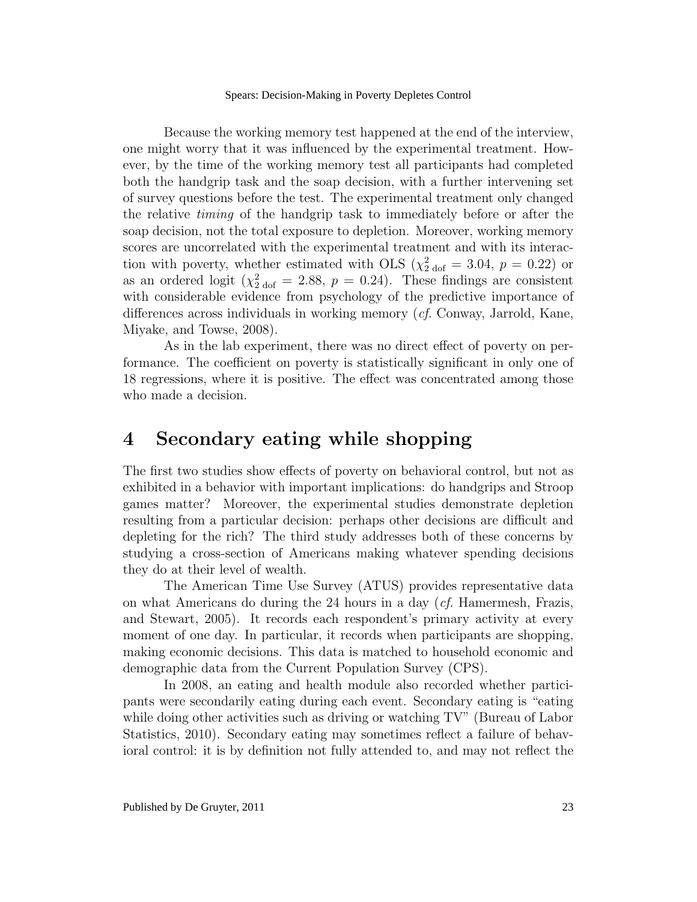Because the working memory test happened at the end of the interview, one might worry that it was influenced by the experimental treatment. However, by the time of the working memory test all participants had completed both the handgrip task and the soap decision, with a further intervening set of survey questions before the test. The experimental treatment only changed the relative *timing* of the handgrip task to immediately before or after the soap decision, not the total exposure to depletion. Moreover, working memory scores are uncorrelated with the experimental treatment and with its interaction with poverty, whether estimated with OLS ($\chi^2_{2 \text{ dof}} = 3.04$, $p = 0.22$) or as an ordered logit ($\chi^2_{2 \text{ dof}} = 2.88$, $p = 0.24$). These findings are consistent with considerable evidence from psychology of the predictive importance of differences across individuals in working memory (*cf.* Conway, Jarrold, Kane, Miyake, and Towse, 2008).

As in the lab experiment, there was no direct effect of poverty on performance. The coefficient on poverty is statistically significant in only one of 18 regressions, where it is positive. The effect was concentrated among those who made a decision.

## 4 Secondary eating while shopping

The first two studies show effects of poverty on behavioral control, but not as exhibited in a behavior with important implications: do handgrips and Stroop games matter? Moreover, the experimental studies demonstrate depletion resulting from a particular decision: perhaps other decisions are difficult and depleting for the rich? The third study addresses both of these concerns by studying a cross-section of Americans making whatever spending decisions they do at their level of wealth.

The American Time Use Survey (ATUS) provides representative data on what Americans do during the 24 hours in a day (*cf.* Hamermesh, Frazis, and Stewart, 2005). It records each respondent's primary activity at every moment of one day. In particular, it records when participants are shopping, making economic decisions. This data is matched to household economic and demographic data from the Current Population Survey (CPS).

In 2008, an eating and health module also recorded whether participants were secondarily eating during each event. Secondary eating is "eating while doing other activities such as driving or watching TV" (Bureau of Labor Statistics, 2010). Secondary eating may sometimes reflect a failure of behavioral control: it is by definition not fully attended to, and may not reflect the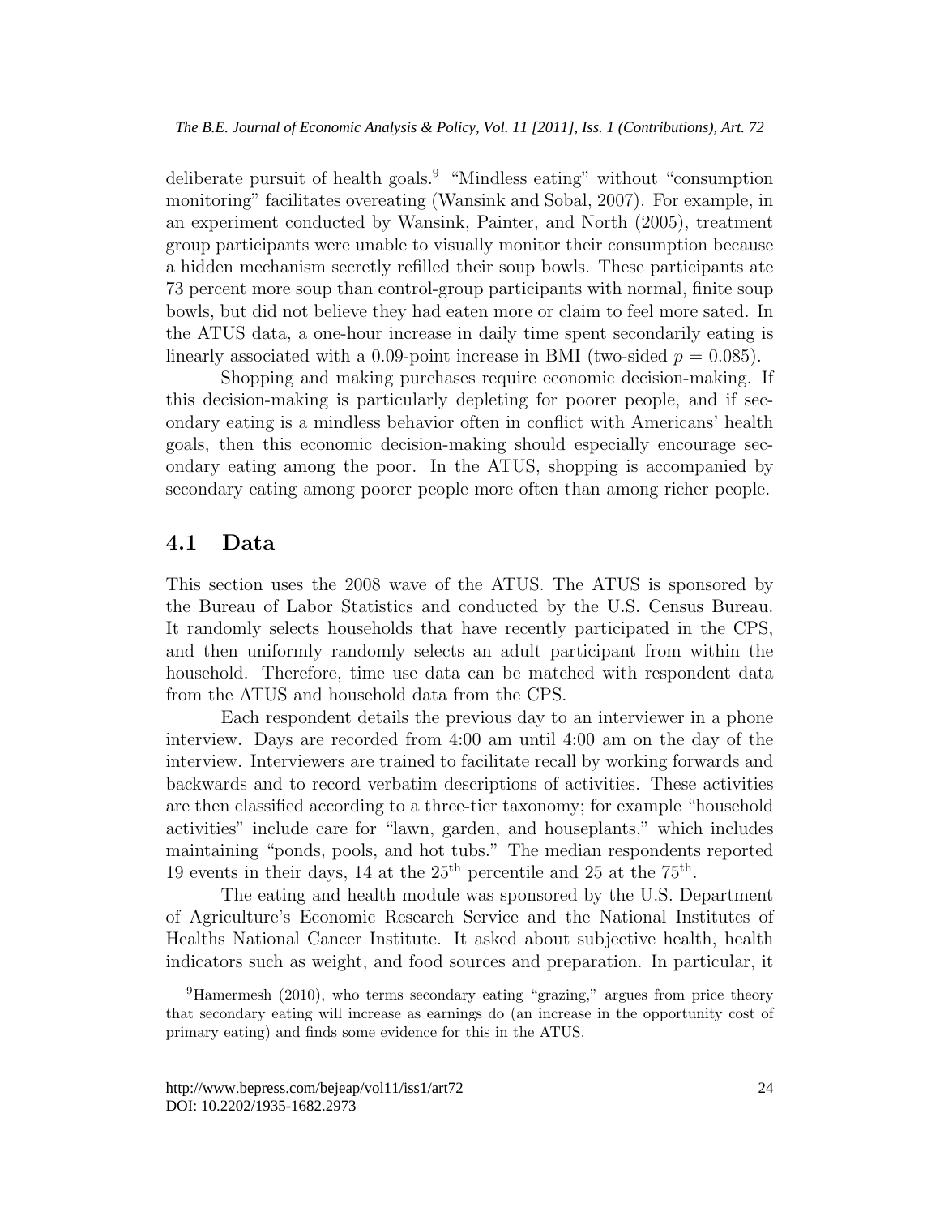deliberate pursuit of health goals.[9] "Mindless eating" without "consumption monitoring" facilitates overeating (Wansink and Sobal, 2007). For example, in an experiment conducted by Wansink, Painter, and North (2005), treatment group participants were unable to visually monitor their consumption because a hidden mechanism secretly refilled their soup bowls. These participants ate 73 percent more soup than control-group participants with normal, finite soup bowls, but did not believe they had eaten more or claim to feel more sated. In the ATUS data, a one-hour increase in daily time spent secondarily eating is linearly associated with a 0.09-point increase in BMI (two-sided $p = 0.085$).

Shopping and making purchases require economic decision-making. If this decision-making is particularly depleting for poorer people, and if secondary eating is a mindless behavior often in conflict with Americans' health goals, then this economic decision-making should especially encourage secondary eating among the poor. In the ATUS, shopping is accompanied by secondary eating among poorer people more often than among richer people.

## 4.1 Data

This section uses the 2008 wave of the ATUS. The ATUS is sponsored by the Bureau of Labor Statistics and conducted by the U.S. Census Bureau. It randomly selects households that have recently participated in the CPS, and then uniformly randomly selects an adult participant from within the household. Therefore, time use data can be matched with respondent data from the ATUS and household data from the CPS.

Each respondent details the previous day to an interviewer in a phone interview. Days are recorded from 4:00 am until 4:00 am on the day of the interview. Interviewers are trained to facilitate recall by working forwards and backwards and to record verbatim descriptions of activities. These activities are then classified according to a three-tier taxonomy; for example "household activities" include care for "lawn, garden, and houseplants," which includes maintaining "ponds, pools, and hot tubs." The median respondents reported 19 events in their days, 14 at the 25th percentile and 25 at the 75th.

The eating and health module was sponsored by the U.S. Department of Agriculture's Economic Research Service and the National Institutes of Healths National Cancer Institute. It asked about subjective health, health indicators such as weight, and food sources and preparation. In particular, it

[9] Hamermesh (2010), who terms secondary eating "grazing," argues from price theory that secondary eating will increase as earnings do (an increase in the opportunity cost of primary eating) and finds some evidence for this in the ATUS.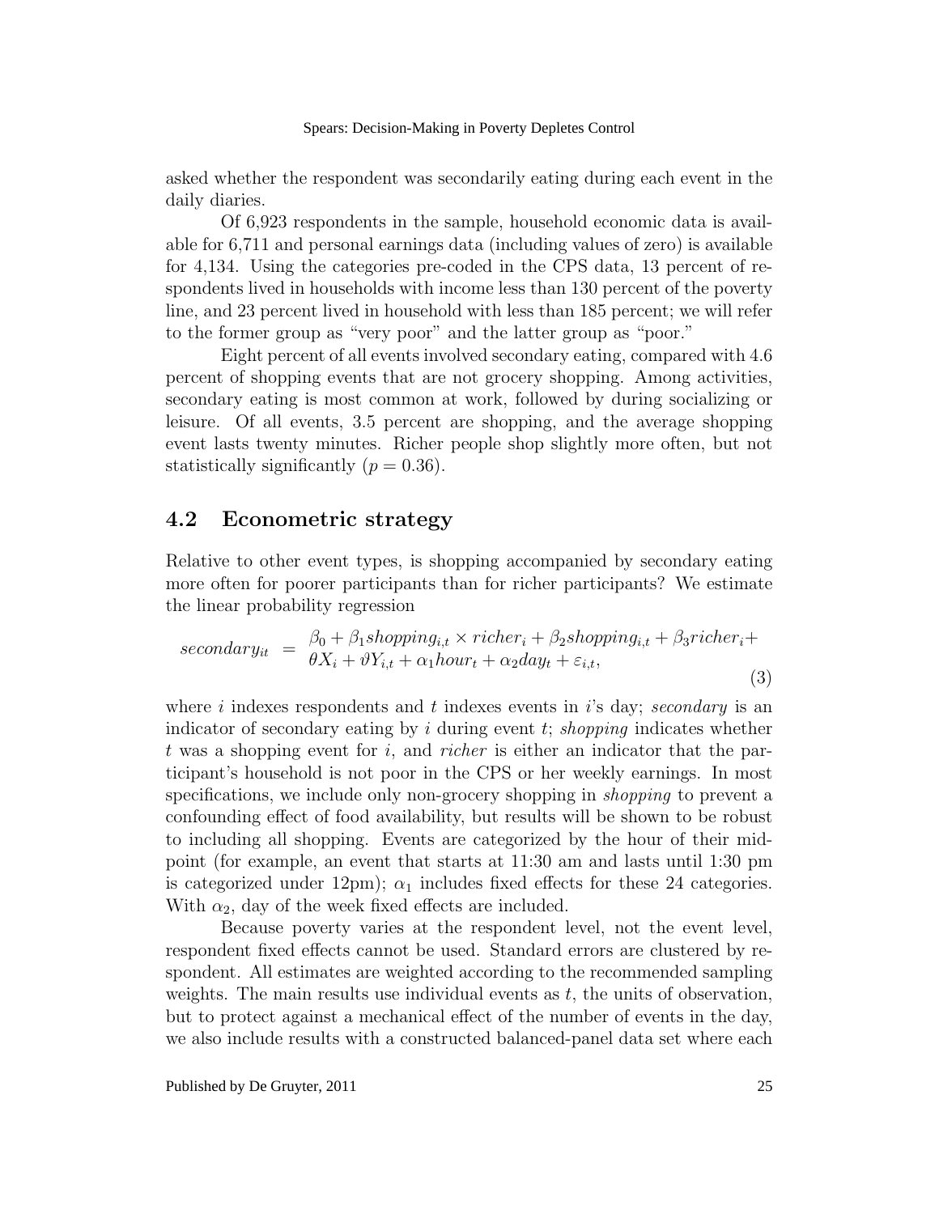asked whether the respondent was secondarily eating during each event in the daily diaries.

Of 6,923 respondents in the sample, household economic data is available for 6,711 and personal earnings data (including values of zero) is available for 4,134. Using the categories pre-coded in the CPS data, 13 percent of respondents lived in households with income less than 130 percent of the poverty line, and 23 percent lived in household with less than 185 percent; we will refer to the former group as "very poor" and the latter group as "poor."

Eight percent of all events involved secondary eating, compared with 4.6 percent of shopping events that are not grocery shopping. Among activities, secondary eating is most common at work, followed by during socializing or leisure. Of all events, 3.5 percent are shopping, and the average shopping event lasts twenty minutes. Richer people shop slightly more often, but not statistically significantly ($p = 0.36$).

## 4.2 Econometric strategy

Relative to other event types, is shopping accompanied by secondary eating more often for poorer participants than for richer participants? We estimate the linear probability regression

$$
\begin{aligned}
secondary_{it} \; = \; & \beta_0 + \beta_1 shopping_{i,t} \times richer_i + \beta_2 shopping_{i,t} + \beta_3 richer_i + \\
& \theta X_i + \vartheta Y_{i,t} + \alpha_1 hour_t + \alpha_2 day_t + \varepsilon_{i,t},
\end{aligned} \tag{3}
$$

where $i$ indexes respondents and $t$ indexes events in $i$'s day; *secondary* is an indicator of secondary eating by $i$ during event $t$; *shopping* indicates whether $t$ was a shopping event for $i$, and *richer* is either an indicator that the participant's household is not poor in the CPS or her weekly earnings. In most specifications, we include only non-grocery shopping in *shopping* to prevent a confounding effect of food availability, but results will be shown to be robust to including all shopping. Events are categorized by the hour of their midpoint (for example, an event that starts at 11:30 am and lasts until 1:30 pm is categorized under 12pm); $\alpha_1$ includes fixed effects for these 24 categories. With $\alpha_2$, day of the week fixed effects are included.

Because poverty varies at the respondent level, not the event level, respondent fixed effects cannot be used. Standard errors are clustered by respondent. All estimates are weighted according to the recommended sampling weights. The main results use individual events as $t$, the units of observation, but to protect against a mechanical effect of the number of events in the day, we also include results with a constructed balanced-panel data set where each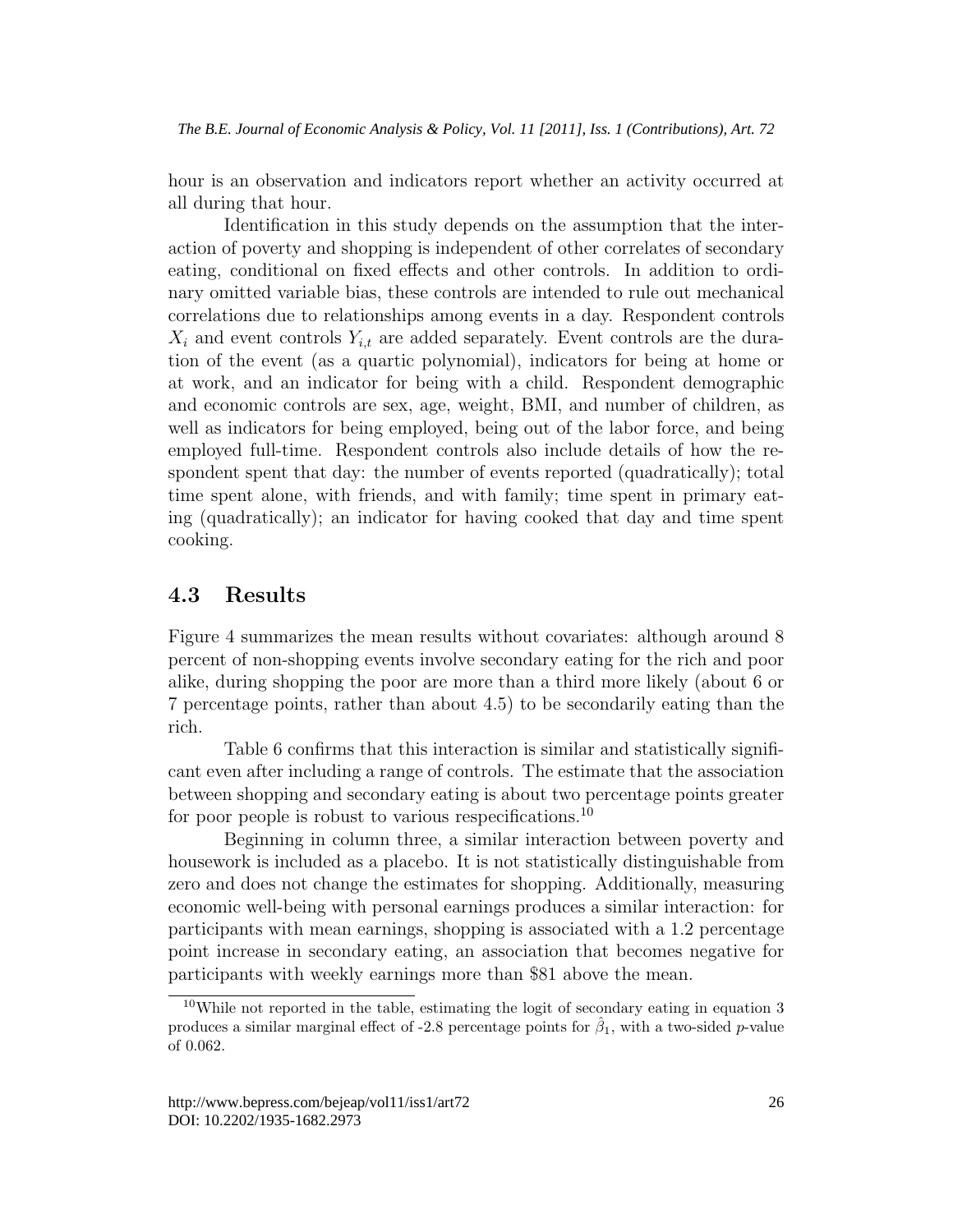hour is an observation and indicators report whether an activity occurred at all during that hour.

Identification in this study depends on the assumption that the interaction of poverty and shopping is independent of other correlates of secondary eating, conditional on fixed effects and other controls. In addition to ordinary omitted variable bias, these controls are intended to rule out mechanical correlations due to relationships among events in a day. Respondent controls $X_i$ and event controls $Y_{i,t}$ are added separately. Event controls are the duration of the event (as a quartic polynomial), indicators for being at home or at work, and an indicator for being with a child. Respondent demographic and economic controls are sex, age, weight, BMI, and number of children, as well as indicators for being employed, being out of the labor force, and being employed full-time. Respondent controls also include details of how the respondent spent that day: the number of events reported (quadratically); total time spent alone, with friends, and with family; time spent in primary eating (quadratically); an indicator for having cooked that day and time spent cooking.

## 4.3 Results

Figure 4 summarizes the mean results without covariates: although around 8 percent of non-shopping events involve secondary eating for the rich and poor alike, during shopping the poor are more than a third more likely (about 6 or 7 percentage points, rather than about 4.5) to be secondarily eating than the rich.

Table 6 confirms that this interaction is similar and statistically significant even after including a range of controls. The estimate that the association between shopping and secondary eating is about two percentage points greater for poor people is robust to various respecifications.[10]

Beginning in column three, a similar interaction between poverty and housework is included as a placebo. It is not statistically distinguishable from zero and does not change the estimates for shopping. Additionally, measuring economic well-being with personal earnings produces a similar interaction: for participants with mean earnings, shopping is associated with a 1.2 percentage point increase in secondary eating, an association that becomes negative for participants with weekly earnings more than $81 above the mean.

[10] While not reported in the table, estimating the logit of secondary eating in equation 3 produces a similar marginal effect of -2.8 percentage points for $\hat{\beta}_1$, with a two-sided $p$-value of 0.062.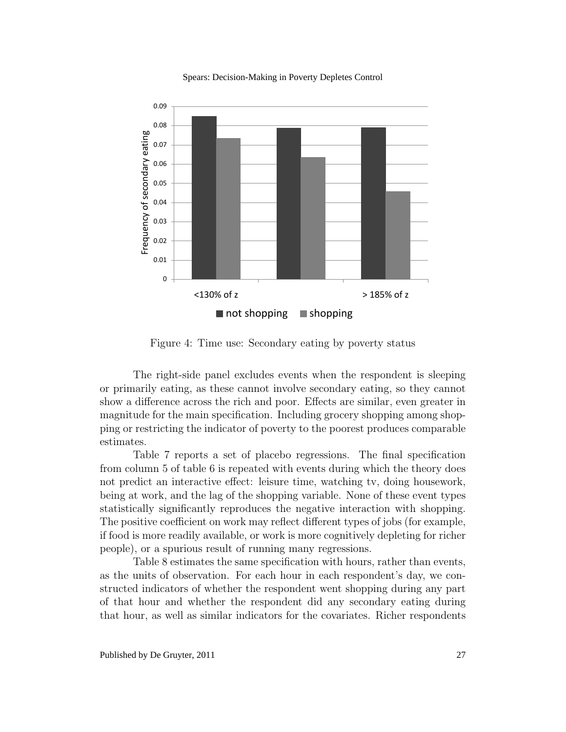Figure 4: Time use: Secondary eating by poverty status

The right-side panel excludes events when the respondent is sleeping or primarily eating, as these cannot involve secondary eating, so they cannot show a difference across the rich and poor. Effects are similar, even greater in magnitude for the main specification. Including grocery shopping among shopping or restricting the indicator of poverty to the poorest produces comparable estimates.

Table 7 reports a set of placebo regressions. The final specification from column 5 of table 6 is repeated with events during which the theory does not predict an interactive effect: leisure time, watching tv, doing housework, being at work, and the lag of the shopping variable. None of these event types statistically significantly reproduces the negative interaction with shopping. The positive coefficient on work may reflect different types of jobs (for example, if food is more readily available, or work is more cognitively depleting for richer people), or a spurious result of running many regressions.

Table 8 estimates the same specification with hours, rather than events, as the units of observation. For each hour in each respondent's day, we constructed indicators of whether the respondent went shopping during any part of that hour and whether the respondent did any secondary eating during that hour, as well as similar indicators for the covariates. Richer respondents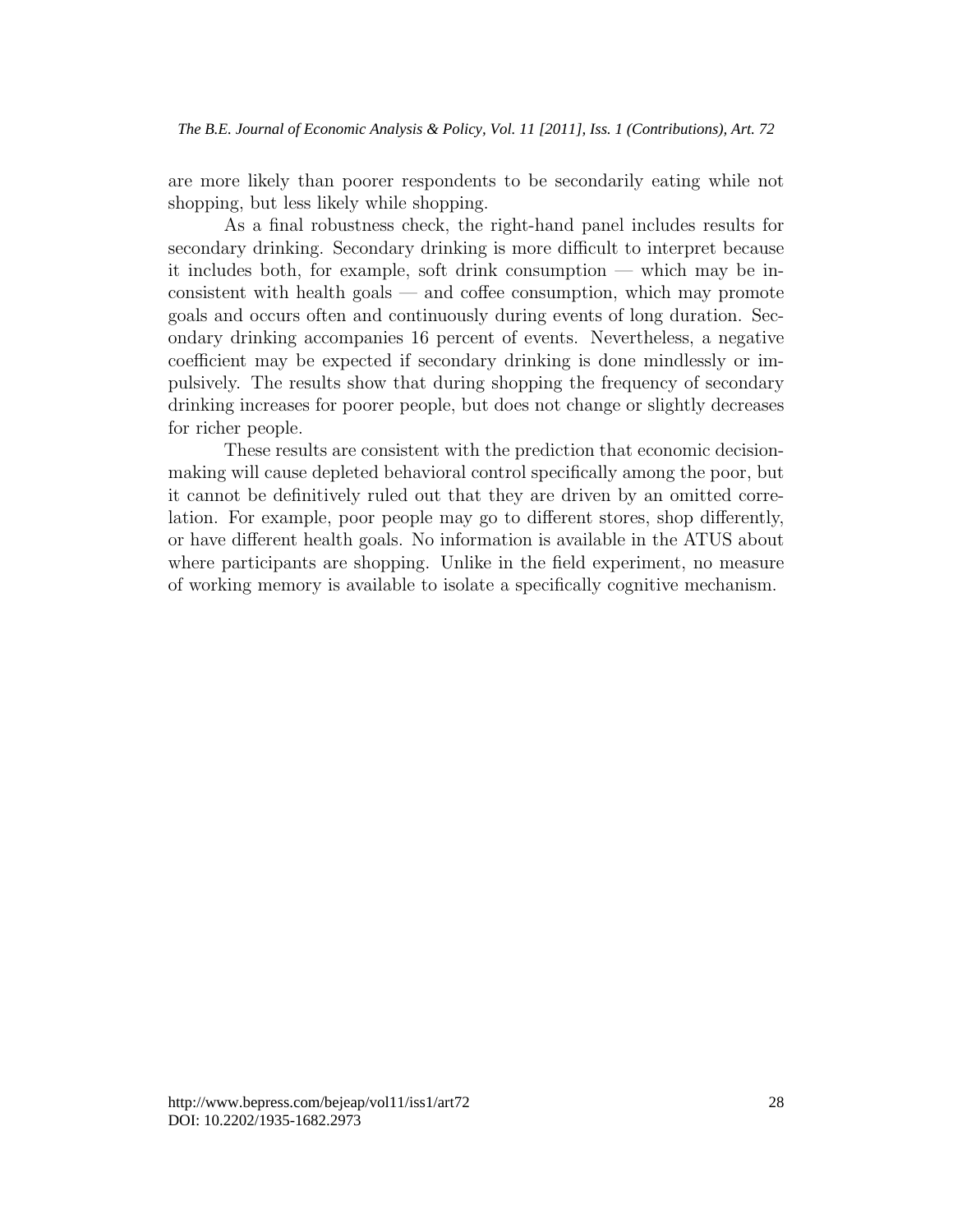are more likely than poorer respondents to be secondarily eating while not shopping, but less likely while shopping.

As a final robustness check, the right-hand panel includes results for secondary drinking. Secondary drinking is more difficult to interpret because it includes both, for example, soft drink consumption — which may be inconsistent with health goals — and coffee consumption, which may promote goals and occurs often and continuously during events of long duration. Secondary drinking accompanies 16 percent of events. Nevertheless, a negative coefficient may be expected if secondary drinking is done mindlessly or impulsively. The results show that during shopping the frequency of secondary drinking increases for poorer people, but does not change or slightly decreases for richer people.

These results are consistent with the prediction that economic decision-making will cause depleted behavioral control specifically among the poor, but it cannot be definitively ruled out that they are driven by an omitted correlation. For example, poor people may go to different stores, shop differently, or have different health goals. No information is available in the ATUS about where participants are shopping. Unlike in the field experiment, no measure of working memory is available to isolate a specifically cognitive mechanism.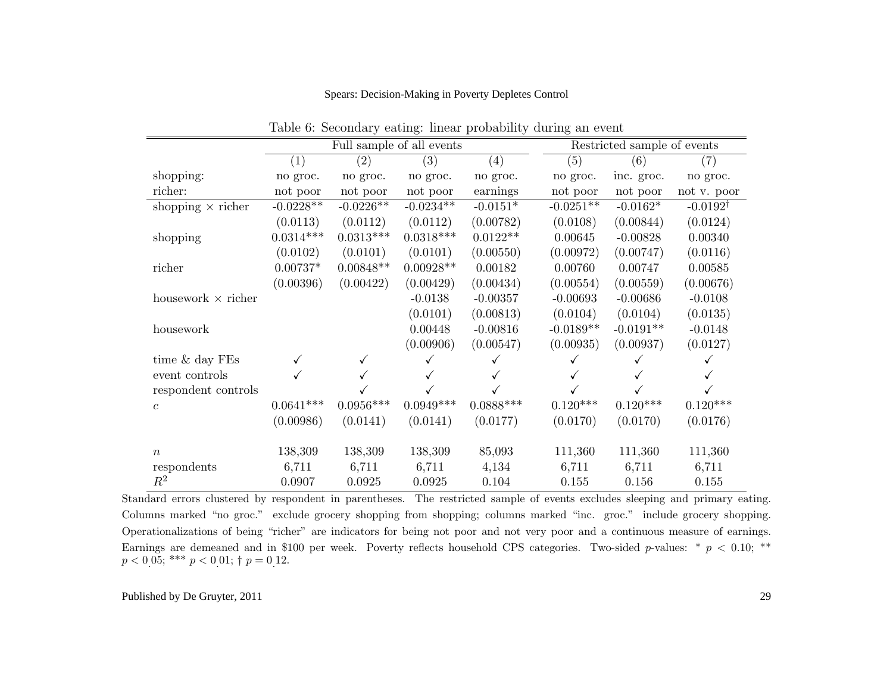Table 6: Secondary eating: linear probability during an event

| | Full sample of all events | | | | Restricted sample of events | | |
|---|---|---|---|---|---|---|---|
| | (1) | (2) | (3) | (4) | (5) | (6) | (7) |
| shopping: | no groc. | no groc. | no groc. | no groc. | no groc. | inc. groc. | no groc. |
| richer: | not poor | not poor | not poor | earnings | not poor | not poor | not v. poor |
| shopping × richer | -0.0228** | -0.0226** | -0.0234** | -0.0151* | -0.0251** | -0.0162* | -0.0192$^{\dagger}$ |
| | (0.0113) | (0.0112) | (0.0112) | (0.00782) | (0.0108) | (0.00844) | (0.0124) |
| shopping | 0.0314*** | 0.0313*** | 0.0318*** | 0.0122** | 0.00645 | -0.00828 | 0.00340 |
| | (0.0102) | (0.0101) | (0.0101) | (0.00550) | (0.00972) | (0.00747) | (0.0116) |
| richer | 0.00737* | 0.00848** | 0.00928** | 0.00182 | 0.00760 | 0.00747 | 0.00585 |
| | (0.00396) | (0.00422) | (0.00429) | (0.00434) | (0.00554) | (0.00559) | (0.00676) |
| housework × richer | | | -0.0138 | -0.00357 | -0.00693 | -0.00686 | -0.0108 |
| | | | (0.0101) | (0.00813) | (0.0104) | (0.0104) | (0.0135) |
| housework | | | 0.00448 | -0.00816 | -0.0189** | -0.0191** | -0.0148 |
| | | | (0.00906) | (0.00547) | (0.00935) | (0.00937) | (0.0127) |
| time & day FEs | ✓ | ✓ | ✓ | ✓ | ✓ | ✓ | ✓ |
| event controls | ✓ | ✓ | ✓ | ✓ | ✓ | ✓ | ✓ |
| respondent controls | | ✓ | ✓ | ✓ | ✓ | ✓ | ✓ |
| $c$ | 0.0641*** | 0.0956*** | 0.0949*** | 0.0888*** | 0.120*** | 0.120*** | 0.120*** |
| | (0.00986) | (0.0141) | (0.0141) | (0.0177) | (0.0170) | (0.0170) | (0.0176) |
| $n$ | 138,309 | 138,309 | 138,309 | 85,093 | 111,360 | 111,360 | 111,360 |
| respondents | 6,711 | 6,711 | 6,711 | 4,134 | 6,711 | 6,711 | 6,711 |
| $R^2$ | 0.0907 | 0.0925 | 0.0925 | 0.104 | 0.155 | 0.156 | 0.155 |

Standard errors clustered by respondent in parentheses. The restricted sample of events excludes sleeping and primary eating. Columns marked "no groc." exclude grocery shopping from shopping; columns marked "inc. groc." include grocery shopping. Operationalizations of being "richer" are indicators for being not poor and not very poor and a continuous measure of earnings. Earnings are demeaned and in \$100 per week. Poverty reflects household CPS categories. Two-sided $p$-values: * $p < 0.10$; ** $p < 0.05$; *** $p < 0.01$; † $p = 0.12$.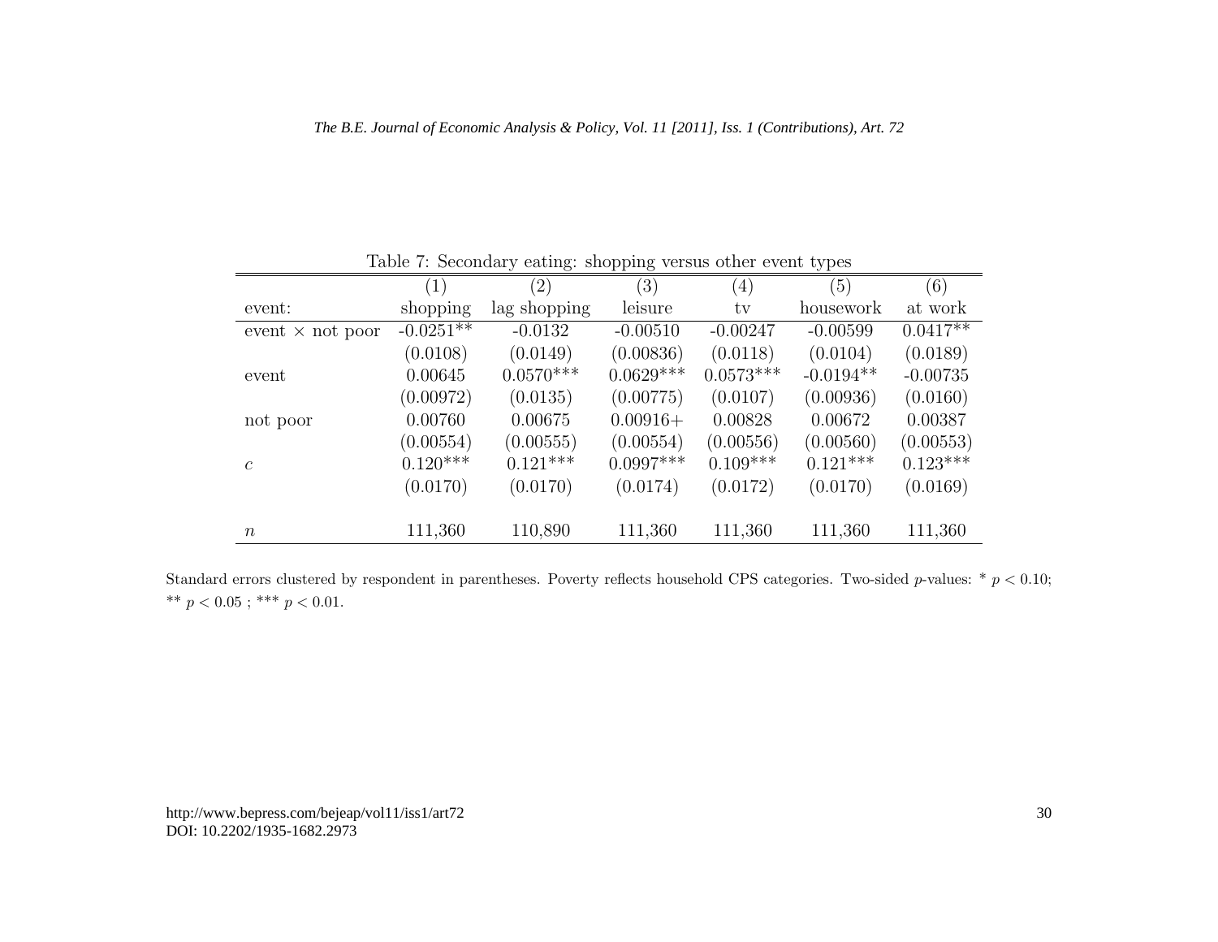Table 7: Secondary eating: shopping versus other event types

| | (1) | (2) | (3) | (4) | (5) | (6) |
|---|---|---|---|---|---|---|
| event: | shopping | lag shopping | leisure | tv | housework | at work |
| event × not poor | -0.0251** | -0.0132 | -0.00510 | -0.00247 | -0.00599 | 0.0417** |
| | (0.0108) | (0.0149) | (0.00836) | (0.0118) | (0.0104) | (0.0189) |
| event | 0.00645 | 0.0570*** | 0.0629*** | 0.0573*** | -0.0194** | -0.00735 |
| | (0.00972) | (0.0135) | (0.00775) | (0.0107) | (0.00936) | (0.0160) |
| not poor | 0.00760 | 0.00675 | 0.00916+ | 0.00828 | 0.00672 | 0.00387 |
| | (0.00554) | (0.00555) | (0.00554) | (0.00556) | (0.00560) | (0.00553) |
| $c$ | 0.120*** | 0.121*** | 0.0997*** | 0.109*** | 0.121*** | 0.123*** |
| | (0.0170) | (0.0170) | (0.0174) | (0.0172) | (0.0170) | (0.0169) |
| $n$ | 111,360 | 110,890 | 111,360 | 111,360 | 111,360 | 111,360 |

Standard errors clustered by respondent in parentheses. Poverty reflects household CPS categories. Two-sided $p$-values: * $p < 0.10$; ** $p < 0.05$ ; *** $p < 0.01$.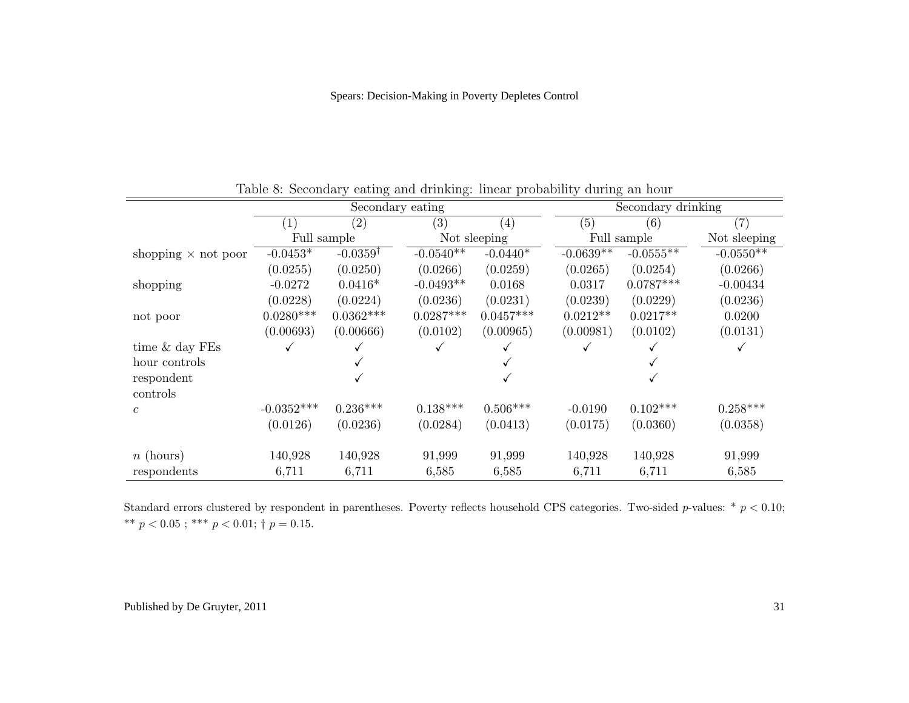Table 8: Secondary eating and drinking: linear probability during an hour

| | Secondary eating | | | | Secondary drinking | | |
|---|---|---|---|---|---|---|---|
| | (1) | (2) | (3) | (4) | (5) | (6) | (7) |
| | Full sample | | Not sleeping | | Full sample | | Not sleeping |
| shopping × not poor | -0.0453* | -0.0359$^{\dagger}$ | -0.0540** | -0.0440* | -0.0639** | -0.0555** | -0.0550** |
| | (0.0255) | (0.0250) | (0.0266) | (0.0259) | (0.0265) | (0.0254) | (0.0266) |
| shopping | -0.0272 | 0.0416* | -0.0493** | 0.0168 | 0.0317 | 0.0787*** | -0.00434 |
| | (0.0228) | (0.0224) | (0.0236) | (0.0231) | (0.0239) | (0.0229) | (0.0236) |
| not poor | 0.0280*** | 0.0362*** | 0.0287*** | 0.0457*** | 0.0212** | 0.0217** | 0.0200 |
| | (0.00693) | (0.00666) | (0.0102) | (0.00965) | (0.00981) | (0.0102) | (0.0131) |
| time & day FEs | ✓ | ✓ | ✓ | ✓ | ✓ | ✓ | ✓ |
| hour controls | | ✓ | | ✓ | | ✓ | |
| respondent controls | | ✓ | | ✓ | | ✓ | |
| $c$ | -0.0352*** | 0.236*** | 0.138*** | 0.506*** | -0.0190 | 0.102*** | 0.258*** |
| | (0.0126) | (0.0236) | (0.0284) | (0.0413) | (0.0175) | (0.0360) | (0.0358) |
| $n$ (hours) | 140,928 | 140,928 | 91,999 | 91,999 | 140,928 | 140,928 | 91,999 |
| respondents | 6,711 | 6,711 | 6,585 | 6,585 | 6,711 | 6,711 | 6,585 |

Standard errors clustered by respondent in parentheses. Poverty reflects household CPS categories. Two-sided $p$-values: * $p < 0.10$; ** $p < 0.05$ ; *** $p < 0.01$; † $p = 0.15$.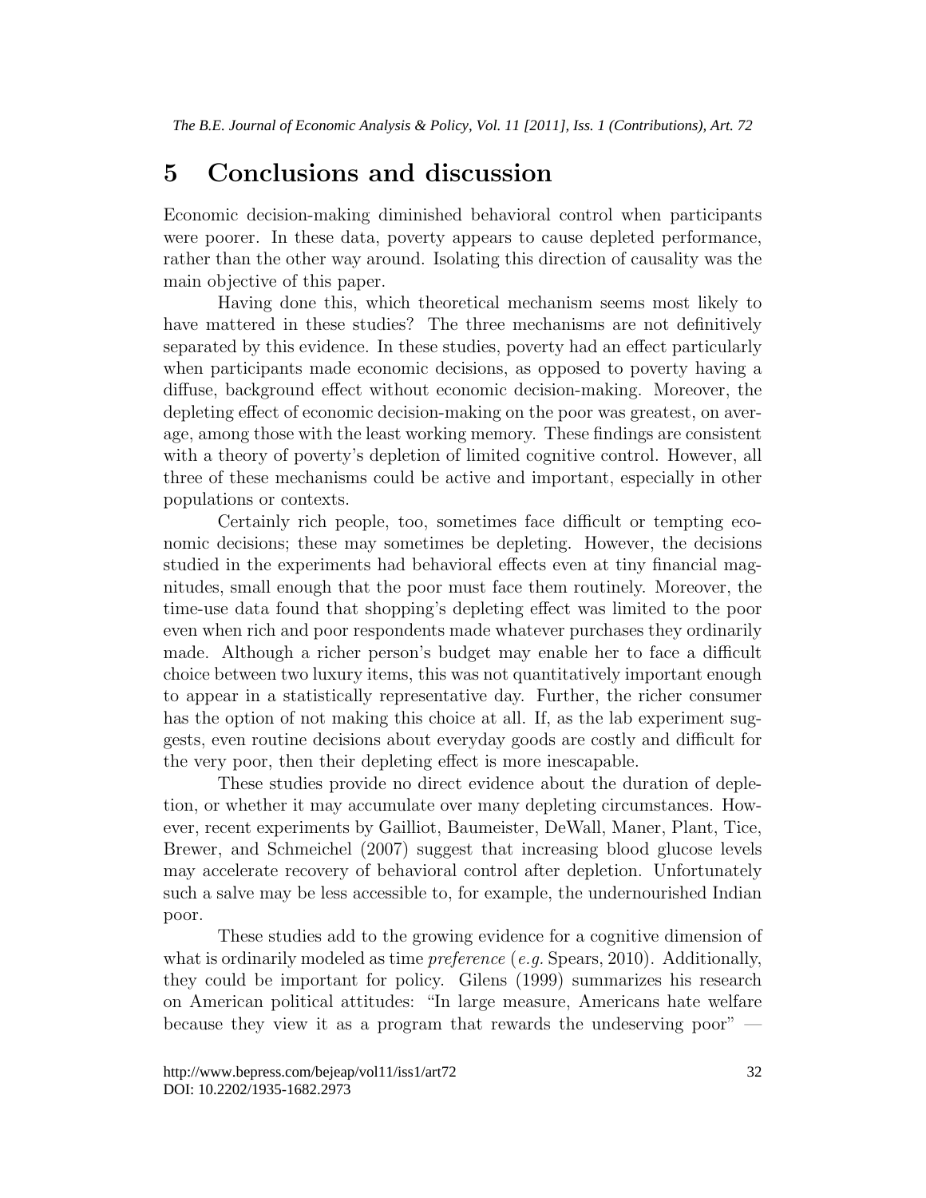## 5 Conclusions and discussion

Economic decision-making diminished behavioral control when participants were poorer. In these data, poverty appears to cause depleted performance, rather than the other way around. Isolating this direction of causality was the main objective of this paper.

Having done this, which theoretical mechanism seems most likely to have mattered in these studies? The three mechanisms are not definitively separated by this evidence. In these studies, poverty had an effect particularly when participants made economic decisions, as opposed to poverty having a diffuse, background effect without economic decision-making. Moreover, the depleting effect of economic decision-making on the poor was greatest, on average, among those with the least working memory. These findings are consistent with a theory of poverty's depletion of limited cognitive control. However, all three of these mechanisms could be active and important, especially in other populations or contexts.

Certainly rich people, too, sometimes face difficult or tempting economic decisions; these may sometimes be depleting. However, the decisions studied in the experiments had behavioral effects even at tiny financial magnitudes, small enough that the poor must face them routinely. Moreover, the time-use data found that shopping's depleting effect was limited to the poor even when rich and poor respondents made whatever purchases they ordinarily made. Although a richer person's budget may enable her to face a difficult choice between two luxury items, this was not quantitatively important enough to appear in a statistically representative day. Further, the richer consumer has the option of not making this choice at all. If, as the lab experiment suggests, even routine decisions about everyday goods are costly and difficult for the very poor, then their depleting effect is more inescapable.

These studies provide no direct evidence about the duration of depletion, or whether it may accumulate over many depleting circumstances. However, recent experiments by Gailliot, Baumeister, DeWall, Maner, Plant, Tice, Brewer, and Schmeichel (2007) suggest that increasing blood glucose levels may accelerate recovery of behavioral control after depletion. Unfortunately such a salve may be less accessible to, for example, the undernourished Indian poor.

These studies add to the growing evidence for a cognitive dimension of what is ordinarily modeled as time *preference* (*e.g.* Spears, 2010). Additionally, they could be important for policy. Gilens (1999) summarizes his research on American political attitudes: "In large measure, Americans hate welfare because they view it as a program that rewards the undeserving poor" —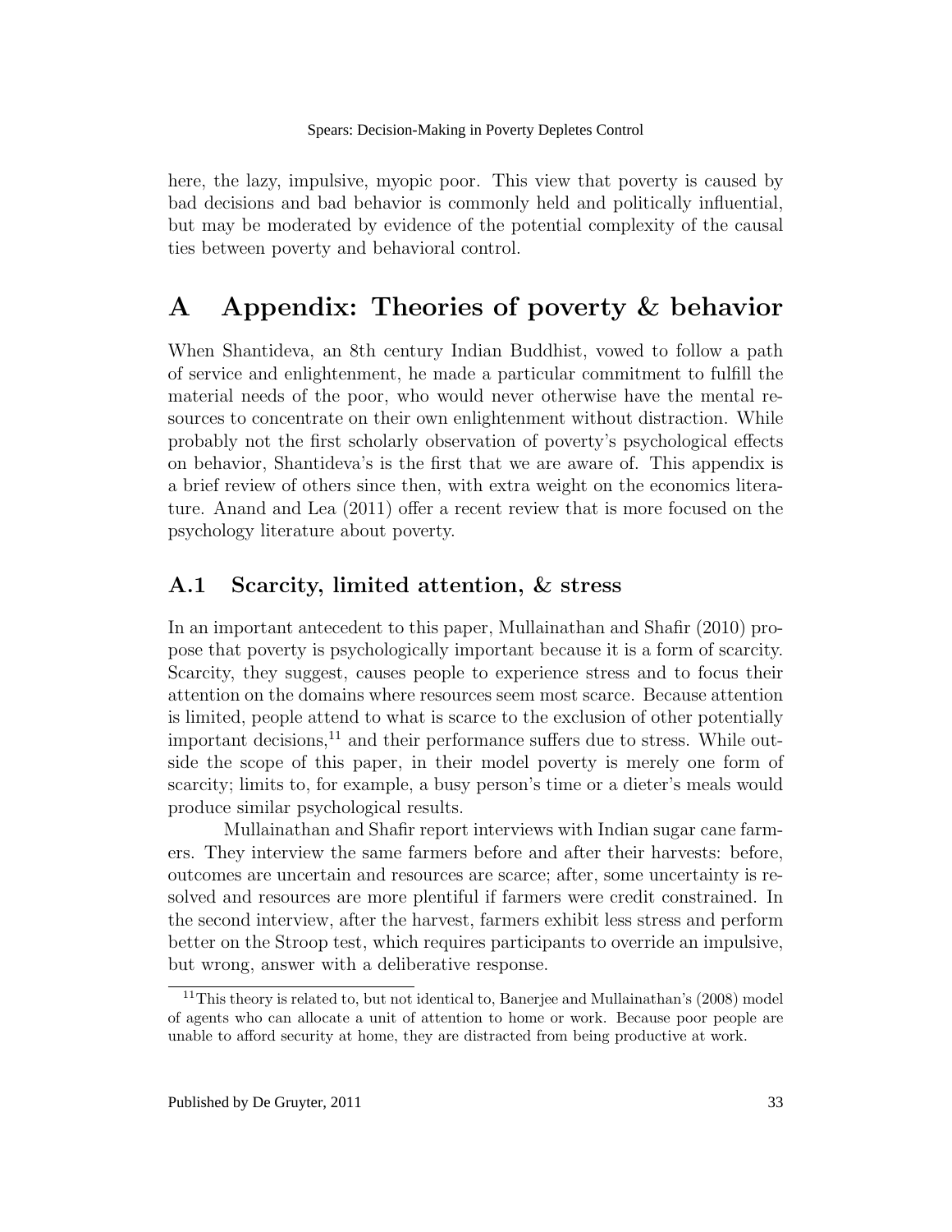here, the lazy, impulsive, myopic poor. This view that poverty is caused by bad decisions and bad behavior is commonly held and politically influential, but may be moderated by evidence of the potential complexity of the causal ties between poverty and behavioral control.

# A Appendix: Theories of poverty & behavior

When Shantideva, an 8th century Indian Buddhist, vowed to follow a path of service and enlightenment, he made a particular commitment to fulfill the material needs of the poor, who would never otherwise have the mental resources to concentrate on their own enlightenment without distraction. While probably not the first scholarly observation of poverty's psychological effects on behavior, Shantideva's is the first that we are aware of. This appendix is a brief review of others since then, with extra weight on the economics literature. Anand and Lea (2011) offer a recent review that is more focused on the psychology literature about poverty.

## A.1 Scarcity, limited attention, & stress

In an important antecedent to this paper, Mullainathan and Shafir (2010) propose that poverty is psychologically important because it is a form of scarcity. Scarcity, they suggest, causes people to experience stress and to focus their attention on the domains where resources seem most scarce. Because attention is limited, people attend to what is scarce to the exclusion of other potentially important decisions,[11] and their performance suffers due to stress. While outside the scope of this paper, in their model poverty is merely one form of scarcity; limits to, for example, a busy person's time or a dieter's meals would produce similar psychological results.

Mullainathan and Shafir report interviews with Indian sugar cane farmers. They interview the same farmers before and after their harvests: before, outcomes are uncertain and resources are scarce; after, some uncertainty is resolved and resources are more plentiful if farmers were credit constrained. In the second interview, after the harvest, farmers exhibit less stress and perform better on the Stroop test, which requires participants to override an impulsive, but wrong, answer with a deliberative response.

[11] This theory is related to, but not identical to, Banerjee and Mullainathan's (2008) model of agents who can allocate a unit of attention to home or work. Because poor people are unable to afford security at home, they are distracted from being productive at work.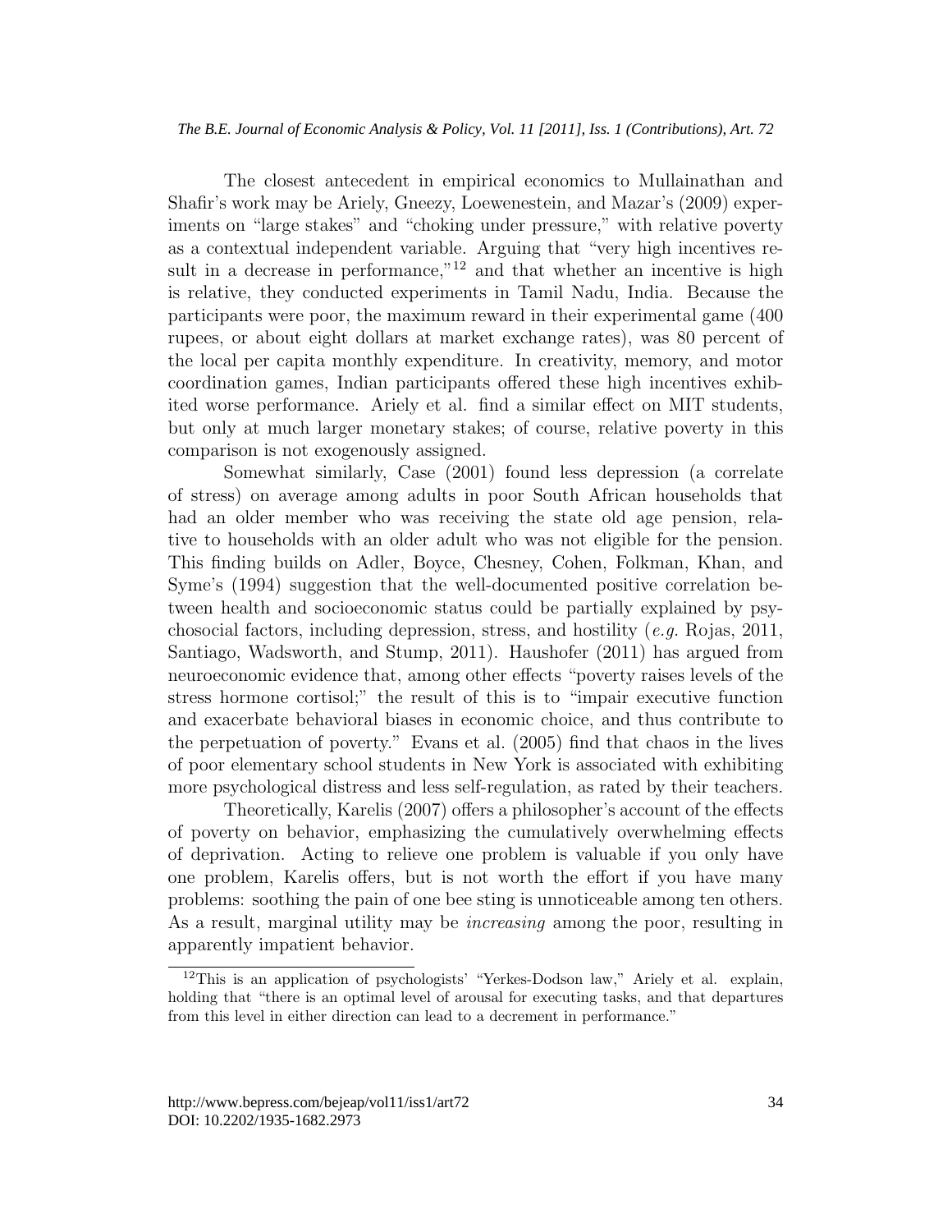The closest antecedent in empirical economics to Mullainathan and Shafir's work may be Ariely, Gneezy, Loewenestein, and Mazar's (2009) experiments on "large stakes" and "choking under pressure," with relative poverty as a contextual independent variable. Arguing that "very high incentives result in a decrease in performance,"[12] and that whether an incentive is high is relative, they conducted experiments in Tamil Nadu, India. Because the participants were poor, the maximum reward in their experimental game (400 rupees, or about eight dollars at market exchange rates), was 80 percent of the local per capita monthly expenditure. In creativity, memory, and motor coordination games, Indian participants offered these high incentives exhibited worse performance. Ariely et al. find a similar effect on MIT students, but only at much larger monetary stakes; of course, relative poverty in this comparison is not exogenously assigned.

Somewhat similarly, Case (2001) found less depression (a correlate of stress) on average among adults in poor South African households that had an older member who was receiving the state old age pension, relative to households with an older adult who was not eligible for the pension. This finding builds on Adler, Boyce, Chesney, Cohen, Folkman, Khan, and Syme's (1994) suggestion that the well-documented positive correlation between health and socioeconomic status could be partially explained by psychosocial factors, including depression, stress, and hostility (*e.g.* Rojas, 2011, Santiago, Wadsworth, and Stump, 2011). Haushofer (2011) has argued from neuroeconomic evidence that, among other effects "poverty raises levels of the stress hormone cortisol;" the result of this is to "impair executive function and exacerbate behavioral biases in economic choice, and thus contribute to the perpetuation of poverty." Evans et al. (2005) find that chaos in the lives of poor elementary school students in New York is associated with exhibiting more psychological distress and less self-regulation, as rated by their teachers.

Theoretically, Karelis (2007) offers a philosopher's account of the effects of poverty on behavior, emphasizing the cumulatively overwhelming effects of deprivation. Acting to relieve one problem is valuable if you only have one problem, Karelis offers, but is not worth the effort if you have many problems: soothing the pain of one bee sting is unnoticeable among ten others. As a result, marginal utility may be *increasing* among the poor, resulting in apparently impatient behavior.

[12]This is an application of psychologists' "Yerkes-Dodson law," Ariely et al. explain, holding that "there is an optimal level of arousal for executing tasks, and that departures from this level in either direction can lead to a decrement in performance."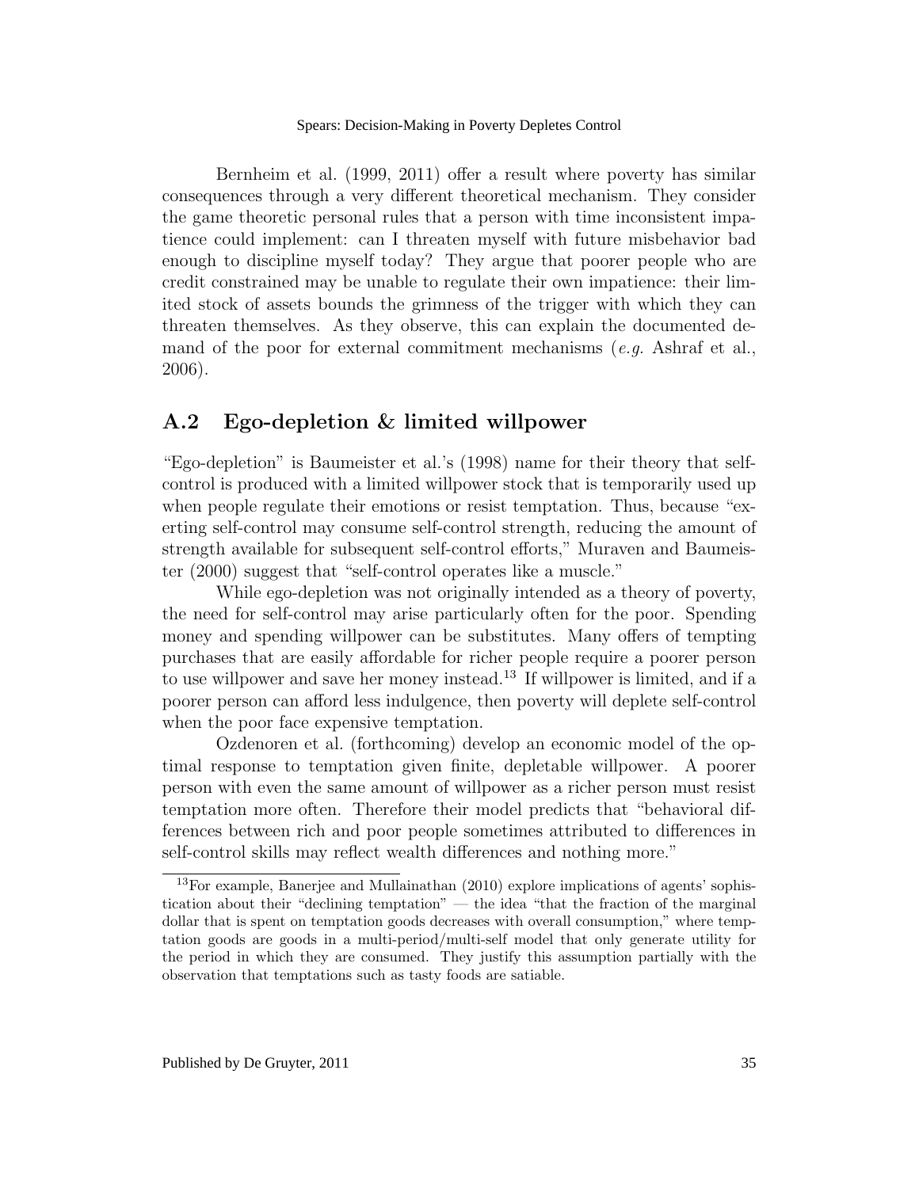Bernheim et al. (1999, 2011) offer a result where poverty has similar consequences through a very different theoretical mechanism. They consider the game theoretic personal rules that a person with time inconsistent impatience could implement: can I threaten myself with future misbehavior bad enough to discipline myself today? They argue that poorer people who are credit constrained may be unable to regulate their own impatience: their limited stock of assets bounds the grimness of the trigger with which they can threaten themselves. As they observe, this can explain the documented demand of the poor for external commitment mechanisms (*e.g.* Ashraf et al., 2006).

## A.2 Ego-depletion & limited willpower

"Ego-depletion" is Baumeister et al.'s (1998) name for their theory that self-control is produced with a limited willpower stock that is temporarily used up when people regulate their emotions or resist temptation. Thus, because "exerting self-control may consume self-control strength, reducing the amount of strength available for subsequent self-control efforts," Muraven and Baumeister (2000) suggest that "self-control operates like a muscle."

While ego-depletion was not originally intended as a theory of poverty, the need for self-control may arise particularly often for the poor. Spending money and spending willpower can be substitutes. Many offers of tempting purchases that are easily affordable for richer people require a poorer person to use willpower and save her money instead.[13] If willpower is limited, and if a poorer person can afford less indulgence, then poverty will deplete self-control when the poor face expensive temptation.

Ozdenoren et al. (forthcoming) develop an economic model of the optimal response to temptation given finite, depletable willpower. A poorer person with even the same amount of willpower as a richer person must resist temptation more often. Therefore their model predicts that "behavioral differences between rich and poor people sometimes attributed to differences in self-control skills may reflect wealth differences and nothing more."

[13]For example, Banerjee and Mullainathan (2010) explore implications of agents' sophistication about their "declining temptation" — the idea "that the fraction of the marginal dollar that is spent on temptation goods decreases with overall consumption," where temptation goods are goods in a multi-period/multi-self model that only generate utility for the period in which they are consumed. They justify this assumption partially with the observation that temptations such as tasty foods are satiable.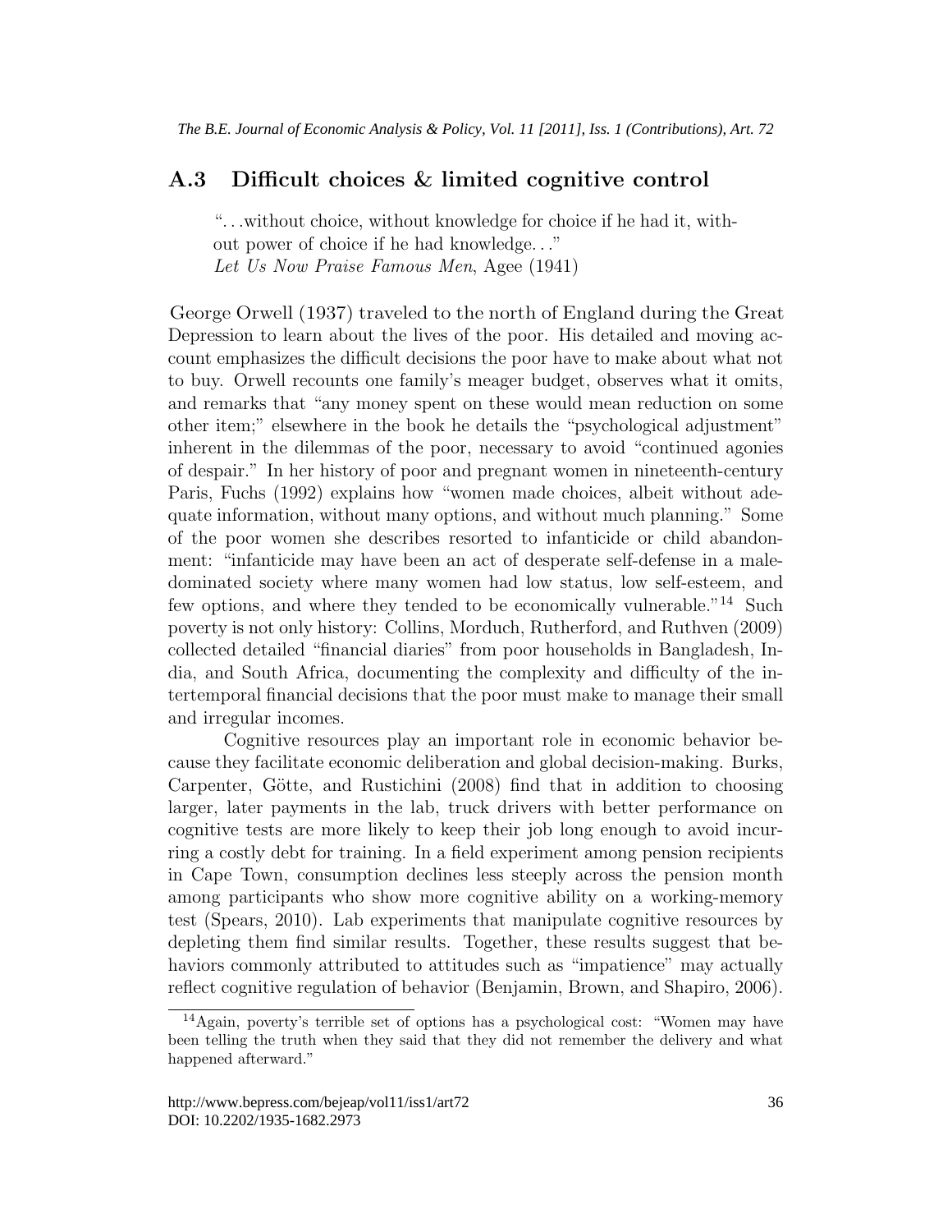## A.3 Difficult choices & limited cognitive control

> "…without choice, without knowledge for choice if he had it, without power of choice if he had knowledge…"
> *Let Us Now Praise Famous Men*, Agee (1941)

George Orwell (1937) traveled to the north of England during the Great Depression to learn about the lives of the poor. His detailed and moving account emphasizes the difficult decisions the poor have to make about what not to buy. Orwell recounts one family's meager budget, observes what it omits, and remarks that "any money spent on these would mean reduction on some other item;" elsewhere in the book he details the "psychological adjustment" inherent in the dilemmas of the poor, necessary to avoid "continued agonies of despair." In her history of poor and pregnant women in nineteenth-century Paris, Fuchs (1992) explains how "women made choices, albeit without adequate information, without many options, and without much planning." Some of the poor women she describes resorted to infanticide or child abandonment: "infanticide may have been an act of desperate self-defense in a male-dominated society where many women had low status, low self-esteem, and few options, and where they tended to be economically vulnerable."[14] Such poverty is not only history: Collins, Morduch, Rutherford, and Ruthven (2009) collected detailed "financial diaries" from poor households in Bangladesh, India, and South Africa, documenting the complexity and difficulty of the intertemporal financial decisions that the poor must make to manage their small and irregular incomes.

Cognitive resources play an important role in economic behavior because they facilitate economic deliberation and global decision-making. Burks, Carpenter, Götte, and Rustichini (2008) find that in addition to choosing larger, later payments in the lab, truck drivers with better performance on cognitive tests are more likely to keep their job long enough to avoid incurring a costly debt for training. In a field experiment among pension recipients in Cape Town, consumption declines less steeply across the pension month among participants who show more cognitive ability on a working-memory test (Spears, 2010). Lab experiments that manipulate cognitive resources by depleting them find similar results. Together, these results suggest that behaviors commonly attributed to attitudes such as "impatience" may actually reflect cognitive regulation of behavior (Benjamin, Brown, and Shapiro, 2006).

[14] Again, poverty's terrible set of options has a psychological cost: "Women may have been telling the truth when they said that they did not remember the delivery and what happened afterward."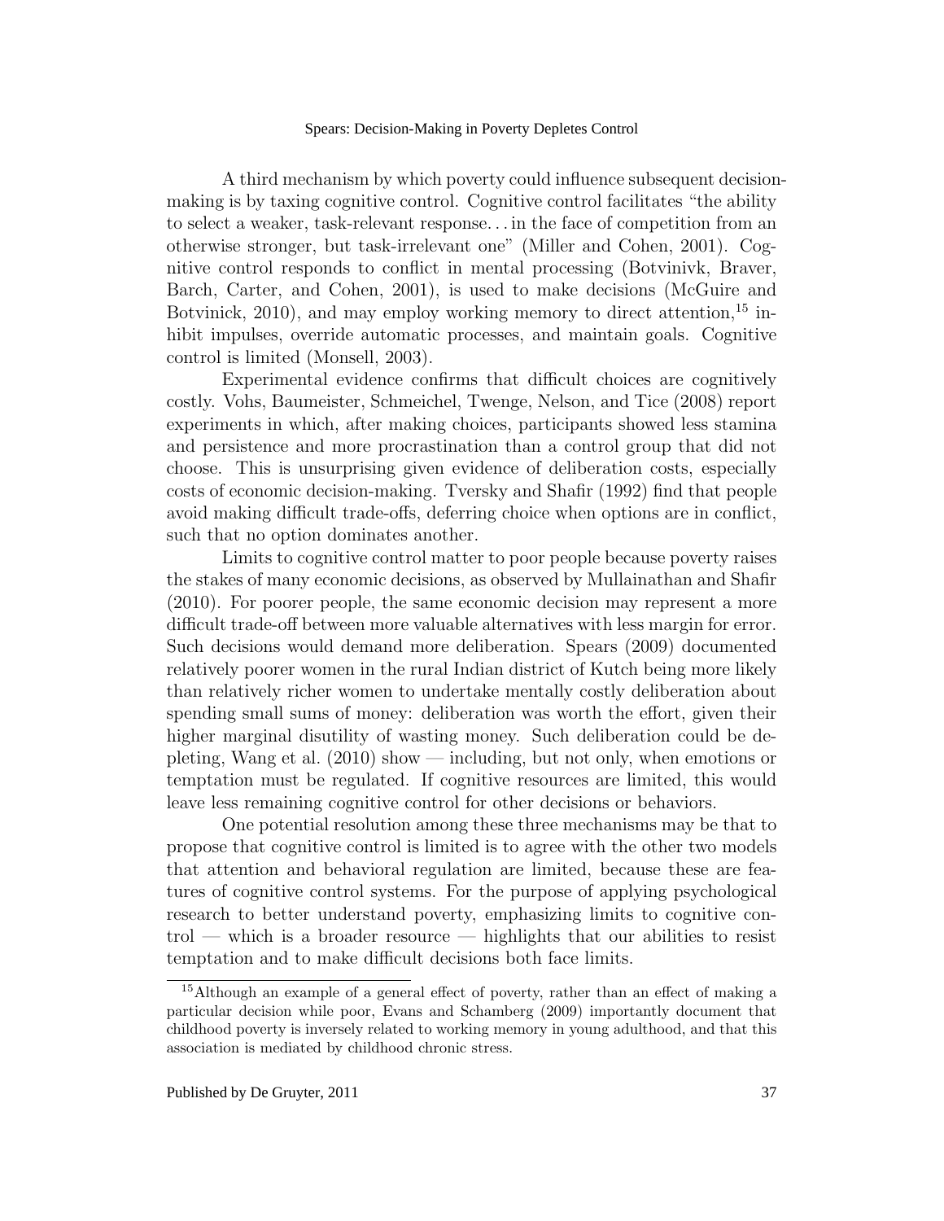A third mechanism by which poverty could influence subsequent decision-making is by taxing cognitive control. Cognitive control facilitates "the ability to select a weaker, task-relevant response... in the face of competition from an otherwise stronger, but task-irrelevant one" (Miller and Cohen, 2001). Cognitive control responds to conflict in mental processing (Botvinivk, Braver, Barch, Carter, and Cohen, 2001), is used to make decisions (McGuire and Botvinick, 2010), and may employ working memory to direct attention,[15] inhibit impulses, override automatic processes, and maintain goals. Cognitive control is limited (Monsell, 2003).

Experimental evidence confirms that difficult choices are cognitively costly. Vohs, Baumeister, Schmeichel, Twenge, Nelson, and Tice (2008) report experiments in which, after making choices, participants showed less stamina and persistence and more procrastination than a control group that did not choose. This is unsurprising given evidence of deliberation costs, especially costs of economic decision-making. Tversky and Shafir (1992) find that people avoid making difficult trade-offs, deferring choice when options are in conflict, such that no option dominates another.

Limits to cognitive control matter to poor people because poverty raises the stakes of many economic decisions, as observed by Mullainathan and Shafir (2010). For poorer people, the same economic decision may represent a more difficult trade-off between more valuable alternatives with less margin for error. Such decisions would demand more deliberation. Spears (2009) documented relatively poorer women in the rural Indian district of Kutch being more likely than relatively richer women to undertake mentally costly deliberation about spending small sums of money: deliberation was worth the effort, given their higher marginal disutility of wasting money. Such deliberation could be depleting, Wang et al. (2010) show — including, but not only, when emotions or temptation must be regulated. If cognitive resources are limited, this would leave less remaining cognitive control for other decisions or behaviors.

One potential resolution among these three mechanisms may be that to propose that cognitive control is limited is to agree with the other two models that attention and behavioral regulation are limited, because these are features of cognitive control systems. For the purpose of applying psychological research to better understand poverty, emphasizing limits to cognitive control — which is a broader resource — highlights that our abilities to resist temptation and to make difficult decisions both face limits.

[15] Although an example of a general effect of poverty, rather than an effect of making a particular decision while poor, Evans and Schamberg (2009) importantly document that childhood poverty is inversely related to working memory in young adulthood, and that this association is mediated by childhood chronic stress.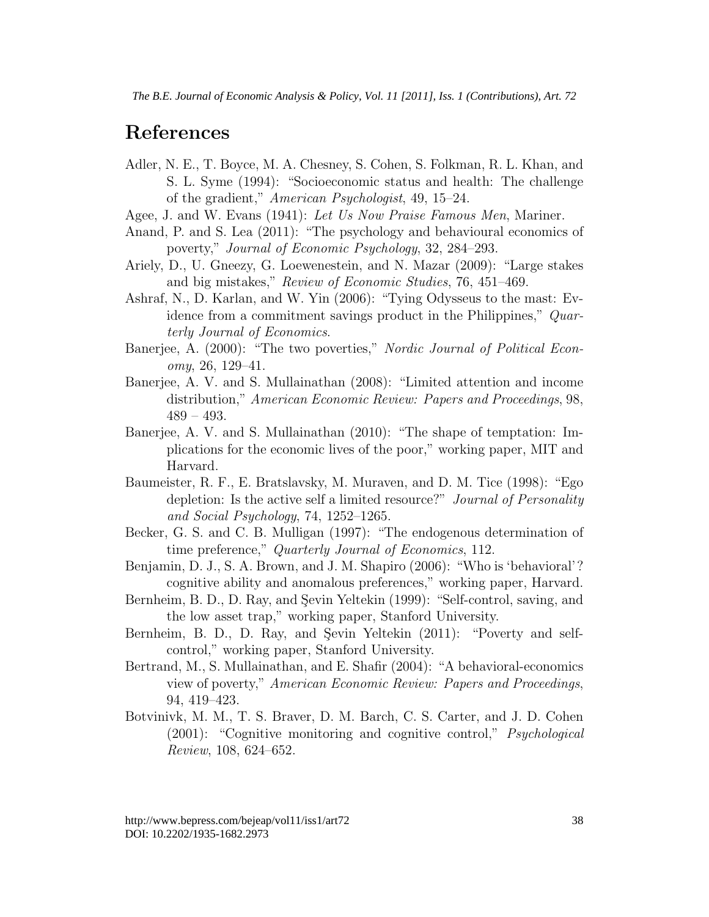# References

Adler, N. E., T. Boyce, M. A. Chesney, S. Cohen, S. Folkman, R. L. Khan, and S. L. Syme (1994): "Socioeconomic status and health: The challenge of the gradient," *American Psychologist*, 49, 15–24.

Agee, J. and W. Evans (1941): *Let Us Now Praise Famous Men*, Mariner.

Anand, P. and S. Lea (2011): "The psychology and behavioural economics of poverty," *Journal of Economic Psychology*, 32, 284–293.

Ariely, D., U. Gneezy, G. Loewenestein, and N. Mazar (2009): "Large stakes and big mistakes," *Review of Economic Studies*, 76, 451–469.

Ashraf, N., D. Karlan, and W. Yin (2006): "Tying Odysseus to the mast: Evidence from a commitment savings product in the Philippines," *Quarterly Journal of Economics*.

Banerjee, A. (2000): "The two poverties," *Nordic Journal of Political Economy*, 26, 129–41.

Banerjee, A. V. and S. Mullainathan (2008): "Limited attention and income distribution," *American Economic Review: Papers and Proceedings*, 98, 489 – 493.

Banerjee, A. V. and S. Mullainathan (2010): "The shape of temptation: Implications for the economic lives of the poor," working paper, MIT and Harvard.

Baumeister, R. F., E. Bratslavsky, M. Muraven, and D. M. Tice (1998): "Ego depletion: Is the active self a limited resource?" *Journal of Personality and Social Psychology*, 74, 1252–1265.

Becker, G. S. and C. B. Mulligan (1997): "The endogenous determination of time preference," *Quarterly Journal of Economics*, 112.

Benjamin, D. J., S. A. Brown, and J. M. Shapiro (2006): "Who is 'behavioral'? cognitive ability and anomalous preferences," working paper, Harvard.

Bernheim, B. D., D. Ray, and Şevin Yeltekin (1999): "Self-control, saving, and the low asset trap," working paper, Stanford University.

Bernheim, B. D., D. Ray, and Şevin Yeltekin (2011): "Poverty and self-control," working paper, Stanford University.

Bertrand, M., S. Mullainathan, and E. Shafir (2004): "A behavioral-economics view of poverty," *American Economic Review: Papers and Proceedings*, 94, 419–423.

Botvinivk, M. M., T. S. Braver, D. M. Barch, C. S. Carter, and J. D. Cohen (2001): "Cognitive monitoring and cognitive control," *Psychological Review*, 108, 624–652.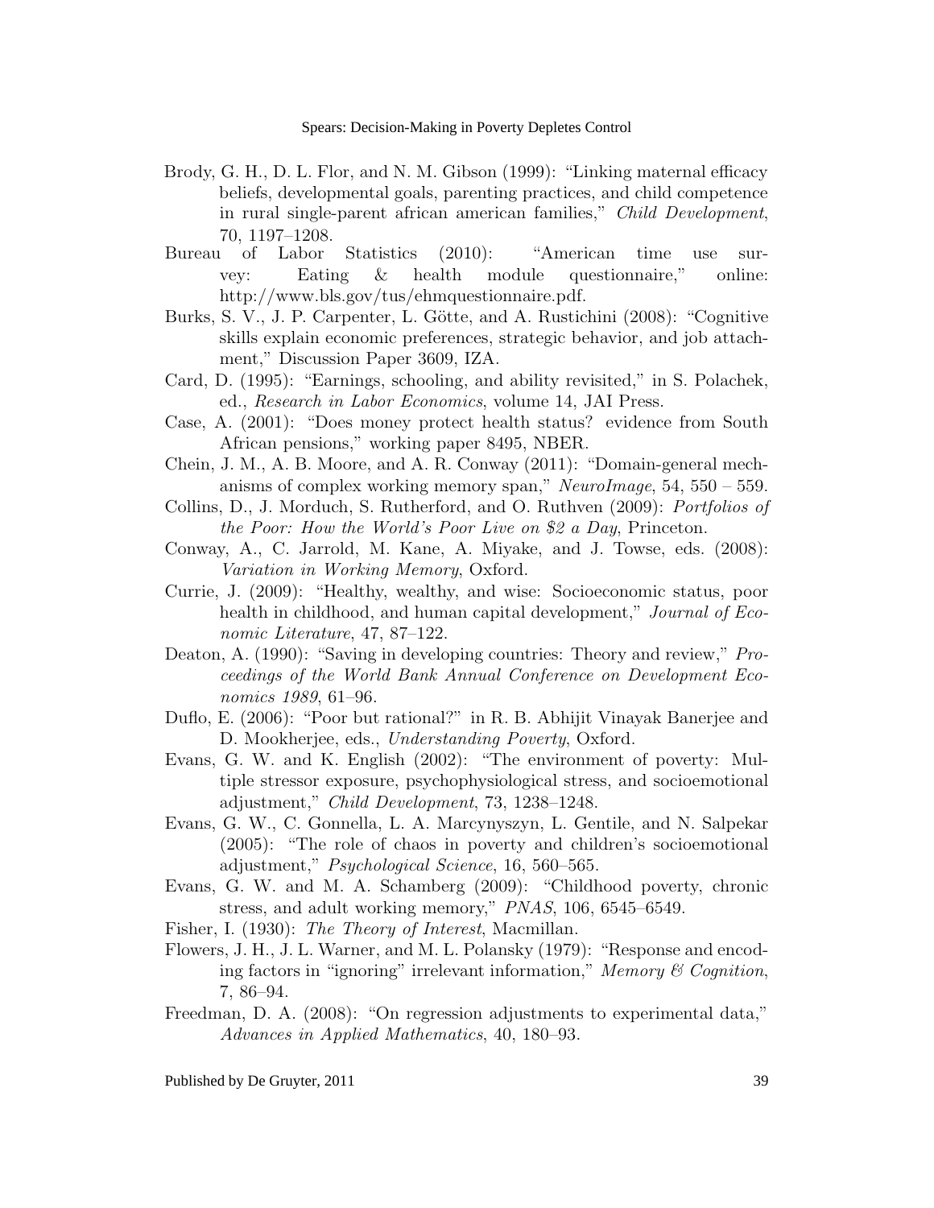Brody, G. H., D. L. Flor, and N. M. Gibson (1999): "Linking maternal efficacy beliefs, developmental goals, parenting practices, and child competence in rural single-parent african american families," *Child Development*, 70, 1197–1208.

Bureau of Labor Statistics (2010): "American time use survey: Eating & health module questionnaire," online: http://www.bls.gov/tus/ehmquestionnaire.pdf.

Burks, S. V., J. P. Carpenter, L. Götte, and A. Rustichini (2008): "Cognitive skills explain economic preferences, strategic behavior, and job attachment," Discussion Paper 3609, IZA.

Card, D. (1995): "Earnings, schooling, and ability revisited," in S. Polachek, ed., *Research in Labor Economics*, volume 14, JAI Press.

Case, A. (2001): "Does money protect health status? evidence from South African pensions," working paper 8495, NBER.

Chein, J. M., A. B. Moore, and A. R. Conway (2011): "Domain-general mechanisms of complex working memory span," *NeuroImage*, 54, 550 – 559.

Collins, D., J. Morduch, S. Rutherford, and O. Ruthven (2009): *Portfolios of the Poor: How the World's Poor Live on $2 a Day*, Princeton.

Conway, A., C. Jarrold, M. Kane, A. Miyake, and J. Towse, eds. (2008): *Variation in Working Memory*, Oxford.

Currie, J. (2009): "Healthy, wealthy, and wise: Socioeconomic status, poor health in childhood, and human capital development," *Journal of Economic Literature*, 47, 87–122.

Deaton, A. (1990): "Saving in developing countries: Theory and review," *Proceedings of the World Bank Annual Conference on Development Economics 1989*, 61–96.

Duflo, E. (2006): "Poor but rational?" in R. B. Abhijit Vinayak Banerjee and D. Mookherjee, eds., *Understanding Poverty*, Oxford.

Evans, G. W. and K. English (2002): "The environment of poverty: Multiple stressor exposure, psychophysiological stress, and socioemotional adjustment," *Child Development*, 73, 1238–1248.

Evans, G. W., C. Gonnella, L. A. Marcynyszyn, L. Gentile, and N. Salpekar (2005): "The role of chaos in poverty and children's socioemotional adjustment," *Psychological Science*, 16, 560–565.

Evans, G. W. and M. A. Schamberg (2009): "Childhood poverty, chronic stress, and adult working memory," *PNAS*, 106, 6545–6549.

Fisher, I. (1930): *The Theory of Interest*, Macmillan.

Flowers, J. H., J. L. Warner, and M. L. Polansky (1979): "Response and encoding factors in "ignoring" irrelevant information," *Memory & Cognition*, 7, 86–94.

Freedman, D. A. (2008): "On regression adjustments to experimental data," *Advances in Applied Mathematics*, 40, 180–93.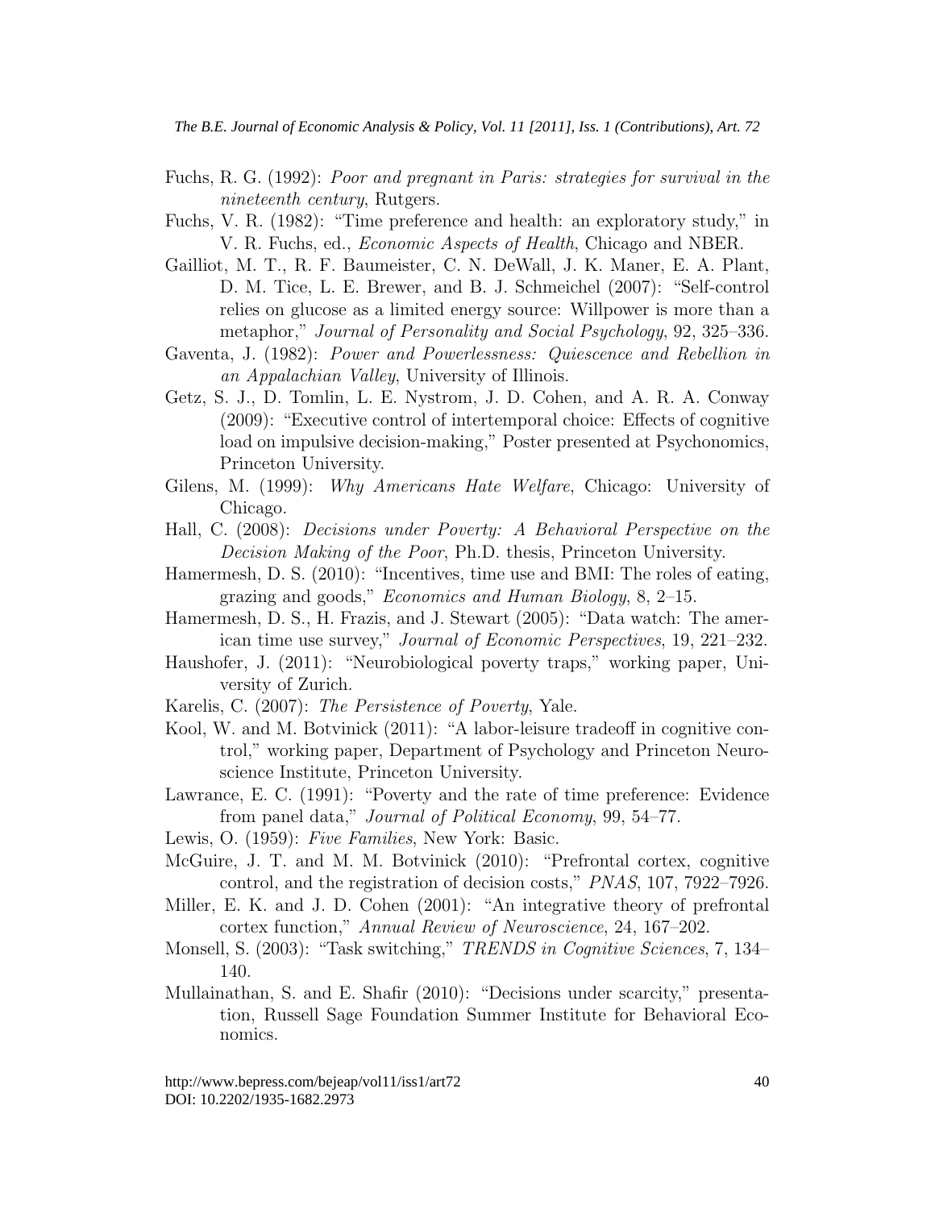Fuchs, R. G. (1992): *Poor and pregnant in Paris: strategies for survival in the nineteenth century*, Rutgers.

Fuchs, V. R. (1982): "Time preference and health: an exploratory study," in V. R. Fuchs, ed., *Economic Aspects of Health*, Chicago and NBER.

Gailliot, M. T., R. F. Baumeister, C. N. DeWall, J. K. Maner, E. A. Plant, D. M. Tice, L. E. Brewer, and B. J. Schmeichel (2007): "Self-control relies on glucose as a limited energy source: Willpower is more than a metaphor," *Journal of Personality and Social Psychology*, 92, 325–336.

Gaventa, J. (1982): *Power and Powerlessness: Quiescence and Rebellion in an Appalachian Valley*, University of Illinois.

Getz, S. J., D. Tomlin, L. E. Nystrom, J. D. Cohen, and A. R. A. Conway (2009): "Executive control of intertemporal choice: Effects of cognitive load on impulsive decision-making," Poster presented at Psychonomics, Princeton University.

Gilens, M. (1999): *Why Americans Hate Welfare*, Chicago: University of Chicago.

Hall, C. (2008): *Decisions under Poverty: A Behavioral Perspective on the Decision Making of the Poor*, Ph.D. thesis, Princeton University.

Hamermesh, D. S. (2010): "Incentives, time use and BMI: The roles of eating, grazing and goods," *Economics and Human Biology*, 8, 2–15.

Hamermesh, D. S., H. Frazis, and J. Stewart (2005): "Data watch: The american time use survey," *Journal of Economic Perspectives*, 19, 221–232.

Haushofer, J. (2011): "Neurobiological poverty traps," working paper, University of Zurich.

Karelis, C. (2007): *The Persistence of Poverty*, Yale.

Kool, W. and M. Botvinick (2011): "A labor-leisure tradeoff in cognitive control," working paper, Department of Psychology and Princeton Neuroscience Institute, Princeton University.

Lawrance, E. C. (1991): "Poverty and the rate of time preference: Evidence from panel data," *Journal of Political Economy*, 99, 54–77.

Lewis, O. (1959): *Five Families*, New York: Basic.

McGuire, J. T. and M. M. Botvinick (2010): "Prefrontal cortex, cognitive control, and the registration of decision costs," *PNAS*, 107, 7922–7926.

Miller, E. K. and J. D. Cohen (2001): "An integrative theory of prefrontal cortex function," *Annual Review of Neuroscience*, 24, 167–202.

Monsell, S. (2003): "Task switching," *TRENDS in Cognitive Sciences*, 7, 134–140.

Mullainathan, S. and E. Shafir (2010): "Decisions under scarcity," presentation, Russell Sage Foundation Summer Institute for Behavioral Economics.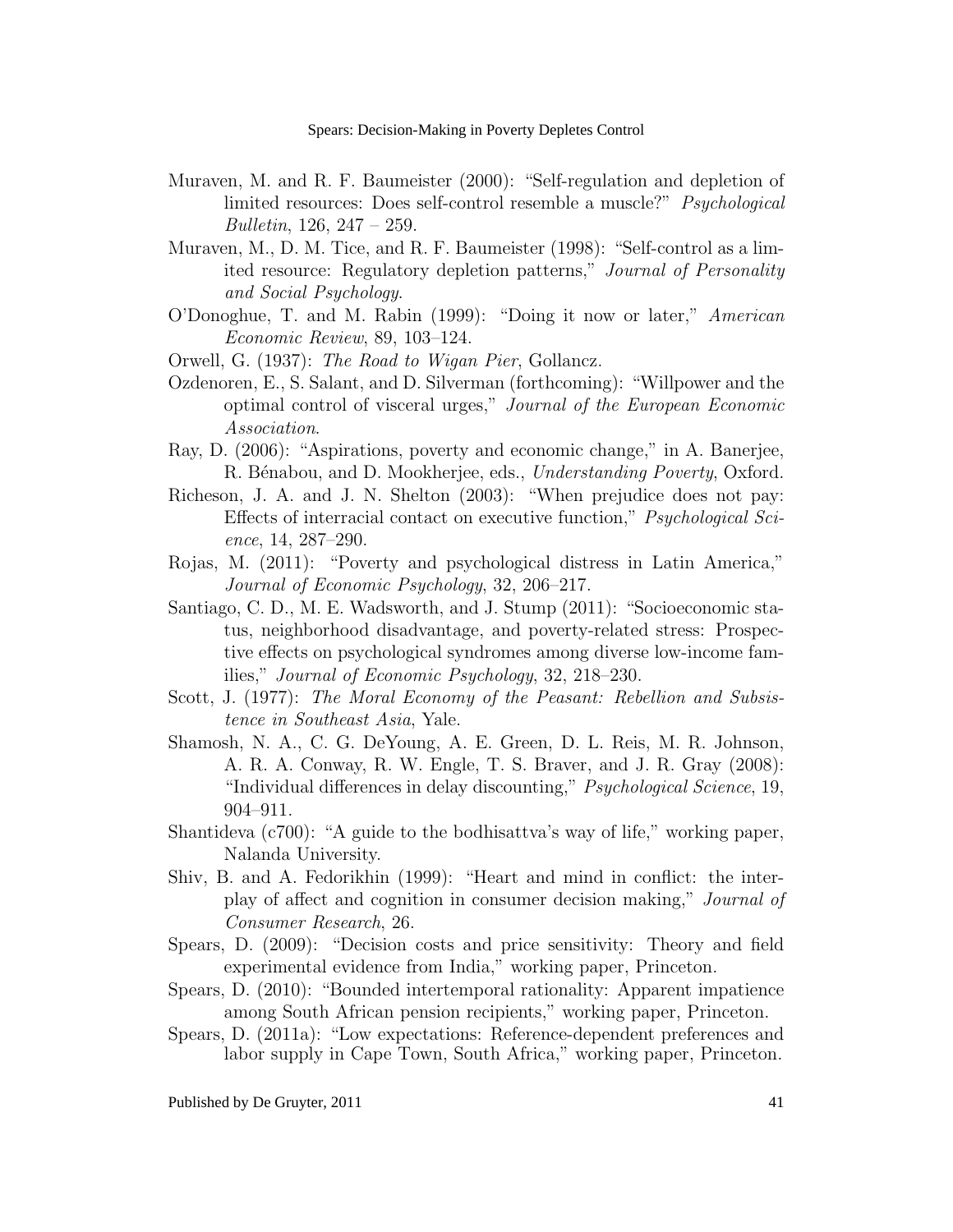Muraven, M. and R. F. Baumeister (2000): "Self-regulation and depletion of limited resources: Does self-control resemble a muscle?" *Psychological Bulletin*, 126, 247 – 259.

Muraven, M., D. M. Tice, and R. F. Baumeister (1998): "Self-control as a limited resource: Regulatory depletion patterns," *Journal of Personality and Social Psychology*.

O'Donoghue, T. and M. Rabin (1999): "Doing it now or later," *American Economic Review*, 89, 103–124.

Orwell, G. (1937): *The Road to Wigan Pier*, Gollancz.

Ozdenoren, E., S. Salant, and D. Silverman (forthcoming): "Willpower and the optimal control of visceral urges," *Journal of the European Economic Association*.

Ray, D. (2006): "Aspirations, poverty and economic change," in A. Banerjee, R. Bénabou, and D. Mookherjee, eds., *Understanding Poverty*, Oxford.

Richeson, J. A. and J. N. Shelton (2003): "When prejudice does not pay: Effects of interracial contact on executive function," *Psychological Science*, 14, 287–290.

Rojas, M. (2011): "Poverty and psychological distress in Latin America," *Journal of Economic Psychology*, 32, 206–217.

Santiago, C. D., M. E. Wadsworth, and J. Stump (2011): "Socioeconomic status, neighborhood disadvantage, and poverty-related stress: Prospective effects on psychological syndromes among diverse low-income families," *Journal of Economic Psychology*, 32, 218–230.

Scott, J. (1977): *The Moral Economy of the Peasant: Rebellion and Subsistence in Southeast Asia*, Yale.

Shamosh, N. A., C. G. DeYoung, A. E. Green, D. L. Reis, M. R. Johnson, A. R. A. Conway, R. W. Engle, T. S. Braver, and J. R. Gray (2008): "Individual differences in delay discounting," *Psychological Science*, 19, 904–911.

Shantideva (c700): "A guide to the bodhisattva's way of life," working paper, Nalanda University.

Shiv, B. and A. Fedorikhin (1999): "Heart and mind in conflict: the interplay of affect and cognition in consumer decision making," *Journal of Consumer Research*, 26.

Spears, D. (2009): "Decision costs and price sensitivity: Theory and field experimental evidence from India," working paper, Princeton.

Spears, D. (2010): "Bounded intertemporal rationality: Apparent impatience among South African pension recipients," working paper, Princeton.

Spears, D. (2011a): "Low expectations: Reference-dependent preferences and labor supply in Cape Town, South Africa," working paper, Princeton.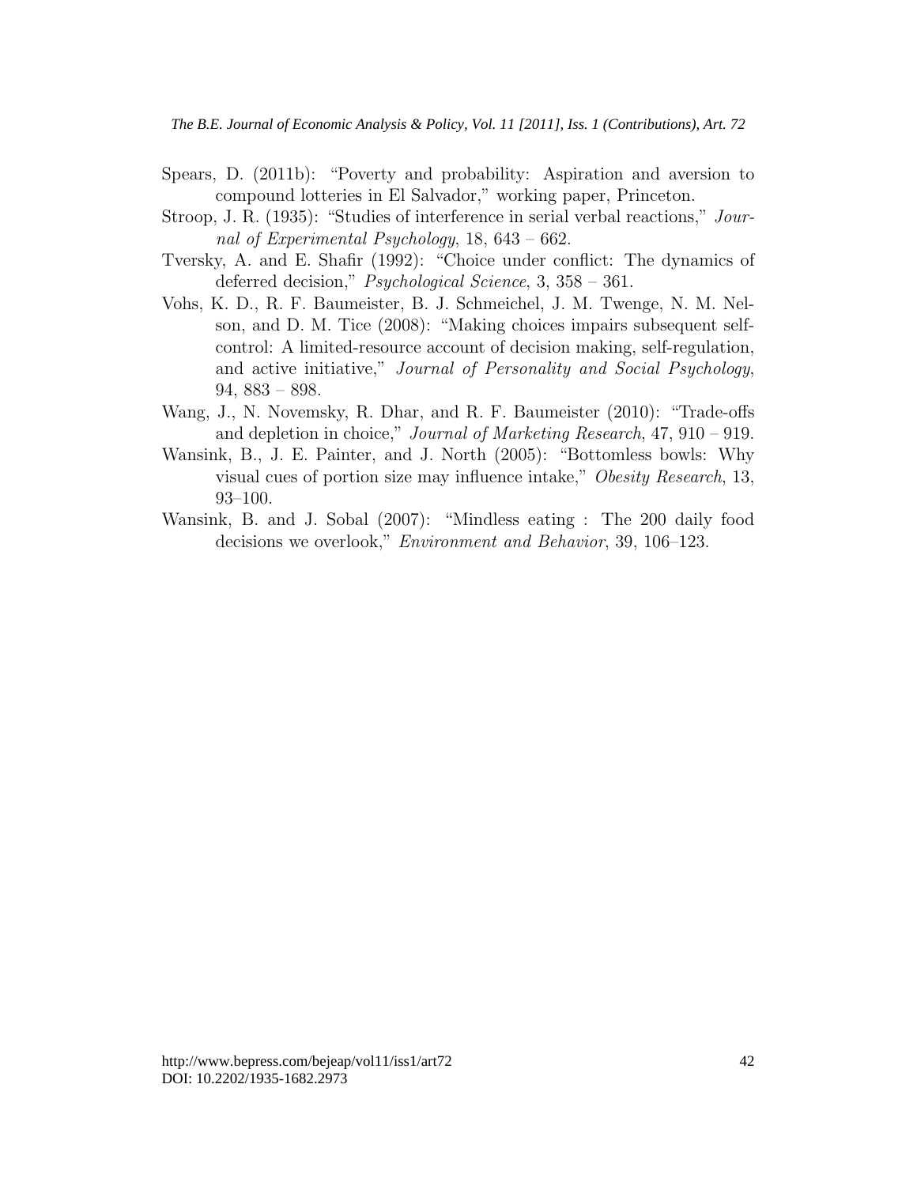Spears, D. (2011b): "Poverty and probability: Aspiration and aversion to compound lotteries in El Salvador," working paper, Princeton.

Stroop, J. R. (1935): "Studies of interference in serial verbal reactions," *Journal of Experimental Psychology*, 18, 643 – 662.

Tversky, A. and E. Shafir (1992): "Choice under conflict: The dynamics of deferred decision," *Psychological Science*, 3, 358 – 361.

Vohs, K. D., R. F. Baumeister, B. J. Schmeichel, J. M. Twenge, N. M. Nelson, and D. M. Tice (2008): "Making choices impairs subsequent self-control: A limited-resource account of decision making, self-regulation, and active initiative," *Journal of Personality and Social Psychology*, 94, 883 – 898.

Wang, J., N. Novemsky, R. Dhar, and R. F. Baumeister (2010): "Trade-offs and depletion in choice," *Journal of Marketing Research*, 47, 910 – 919.

Wansink, B., J. E. Painter, and J. North (2005): "Bottomless bowls: Why visual cues of portion size may influence intake," *Obesity Research*, 13, 93–100.

Wansink, B. and J. Sobal (2007): "Mindless eating : The 200 daily food decisions we overlook," *Environment and Behavior*, 39, 106–123.